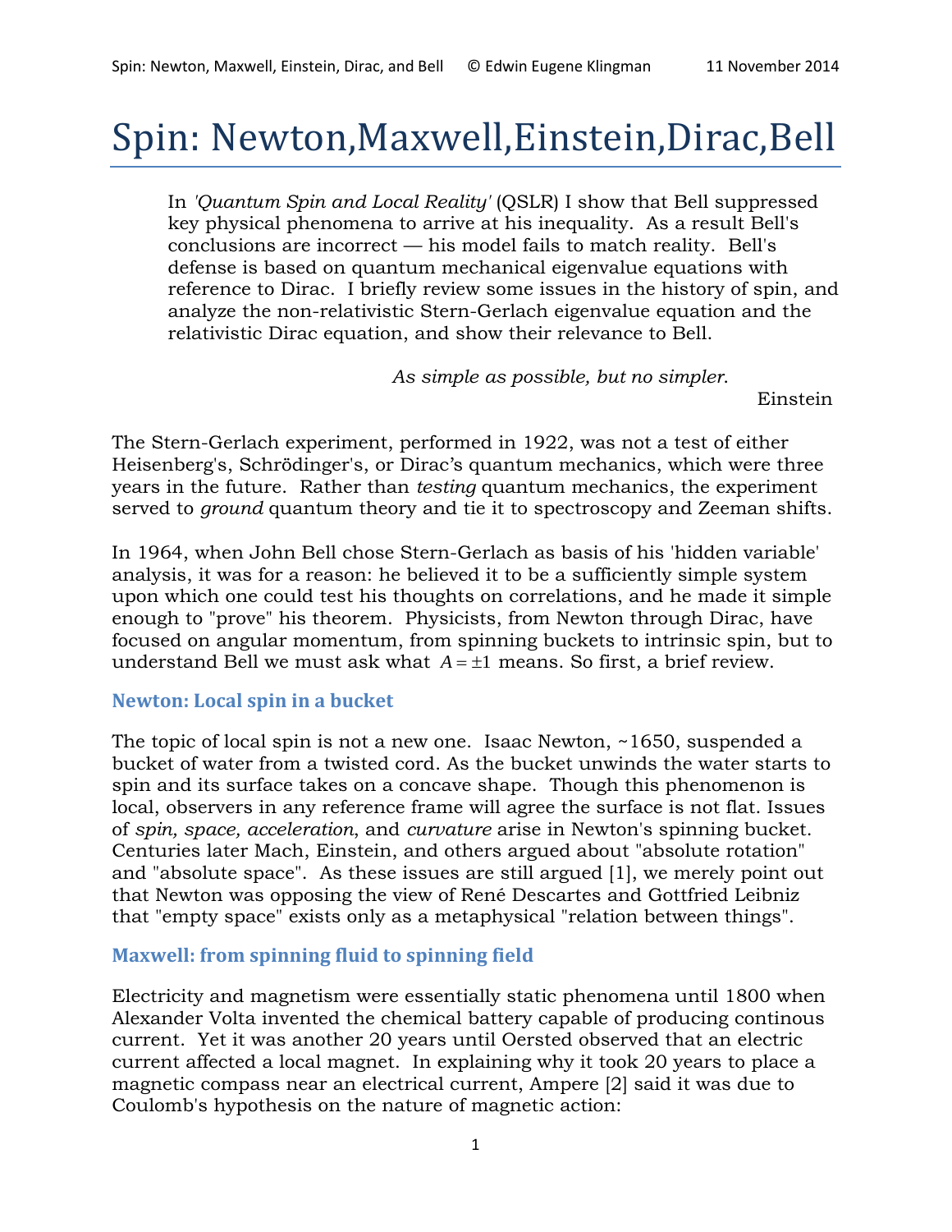# Spin: Newton,Maxwell,Einstein,Dirac,Bell

> In *'Quantum Spin and Local Reality'* (QSLR) I show that Bell suppressed key physical phenomena to arrive at his inequality. As a result Bell's conclusions are incorrect — his model fails to match reality. Bell's defense is based on quantum mechanical eigenvalue equations with reference to Dirac. I briefly review some issues in the history of spin, and analyze the non-relativistic Stern-Gerlach eigenvalue equation and the relativistic Dirac equation, and show their relevance to Bell.

*As simple as possible, but no simpler.*

Einstein

The Stern-Gerlach experiment, performed in 1922, was not a test of either Heisenberg's, Schrödinger's, or Dirac's quantum mechanics, which were three years in the future. Rather than *testing* quantum mechanics, the experiment served to *ground* quantum theory and tie it to spectroscopy and Zeeman shifts.

In 1964, when John Bell chose Stern-Gerlach as basis of his 'hidden variable' analysis, it was for a reason: he believed it to be a sufficiently simple system upon which one could test his thoughts on correlations, and he made it simple enough to "prove" his theorem. Physicists, from Newton through Dirac, have focused on angular momentum, from spinning buckets to intrinsic spin, but to understand Bell we must ask what $A = \pm 1$ means. So first, a brief review.

### Newton: Local spin in a bucket

The topic of local spin is not a new one. Isaac Newton, ~1650, suspended a bucket of water from a twisted cord. As the bucket unwinds the water starts to spin and its surface takes on a concave shape. Though this phenomenon is local, observers in any reference frame will agree the surface is not flat. Issues of *spin, space, acceleration*, and *curvature* arise in Newton's spinning bucket. Centuries later Mach, Einstein, and others argued about "absolute rotation" and "absolute space". As these issues are still argued [1], we merely point out that Newton was opposing the view of René Descartes and Gottfried Leibniz that "empty space" exists only as a metaphysical "relation between things".

### Maxwell: from spinning fluid to spinning field

Electricity and magnetism were essentially static phenomena until 1800 when Alexander Volta invented the chemical battery capable of producing continous current. Yet it was another 20 years until Oersted observed that an electric current affected a local magnet. In explaining why it took 20 years to place a magnetic compass near an electrical current, Ampere [2] said it was due to Coulomb's hypothesis on the nature of magnetic action: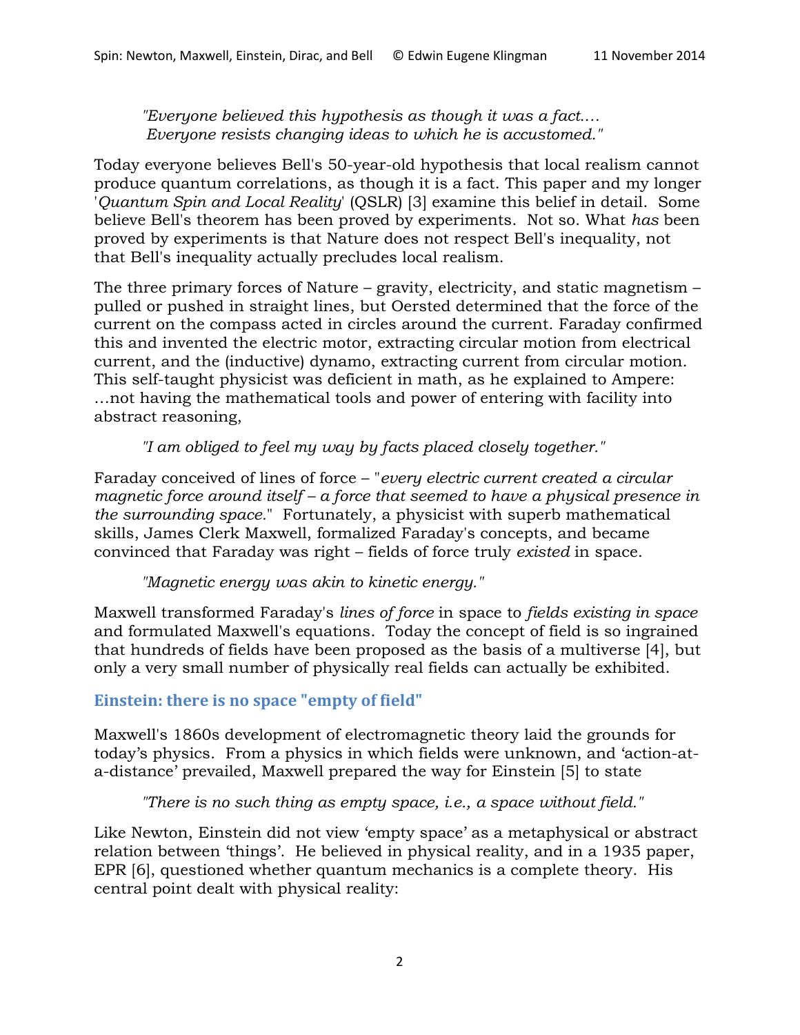> *"Everyone believed this hypothesis as though it was a fact.... Everyone resists changing ideas to which he is accustomed."*

Today everyone believes Bell's 50-year-old hypothesis that local realism cannot produce quantum correlations, as though it is a fact. This paper and my longer '*Quantum Spin and Local Reality*' (QSLR) [3] examine this belief in detail. Some believe Bell's theorem has been proved by experiments. Not so. What *has* been proved by experiments is that Nature does not respect Bell's inequality, not that Bell's inequality actually precludes local realism.

The three primary forces of Nature – gravity, electricity, and static magnetism – pulled or pushed in straight lines, but Oersted determined that the force of the current on the compass acted in circles around the current. Faraday confirmed this and invented the electric motor, extracting circular motion from electrical current, and the (inductive) dynamo, extracting current from circular motion. This self-taught physicist was deficient in math, as he explained to Ampere: …not having the mathematical tools and power of entering with facility into abstract reasoning,

> *"I am obliged to feel my way by facts placed closely together."*

Faraday conceived of lines of force – "*every electric current created a circular magnetic force around itself – a force that seemed to have a physical presence in the surrounding space.*" Fortunately, a physicist with superb mathematical skills, James Clerk Maxwell, formalized Faraday's concepts, and became convinced that Faraday was right – fields of force truly *existed* in space.

> *"Magnetic energy was akin to kinetic energy."*

Maxwell transformed Faraday's *lines of force* in space to *fields existing in space* and formulated Maxwell's equations. Today the concept of field is so ingrained that hundreds of fields have been proposed as the basis of a multiverse [4], but only a very small number of physically real fields can actually be exhibited.

## Einstein: there is no space "empty of field"

Maxwell's 1860s development of electromagnetic theory laid the grounds for today's physics. From a physics in which fields were unknown, and 'action-at-a-distance' prevailed, Maxwell prepared the way for Einstein [5] to state

> *"There is no such thing as empty space, i.e., a space without field."*

Like Newton, Einstein did not view 'empty space' as a metaphysical or abstract relation between 'things'. He believed in physical reality, and in a 1935 paper, EPR [6], questioned whether quantum mechanics is a complete theory. His central point dealt with physical reality: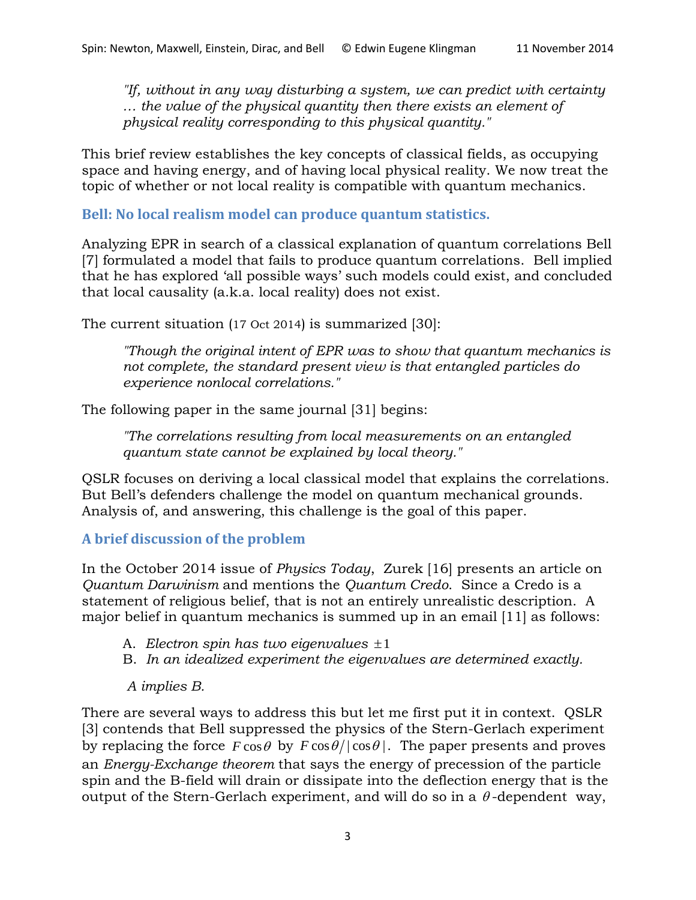> *"If, without in any way disturbing a system, we can predict with certainty … the value of the physical quantity then there exists an element of physical reality corresponding to this physical quantity."*

This brief review establishes the key concepts of classical fields, as occupying space and having energy, and of having local physical reality. We now treat the topic of whether or not local reality is compatible with quantum mechanics.

## Bell: No local realism model can produce quantum statistics.

Analyzing EPR in search of a classical explanation of quantum correlations Bell [7] formulated a model that fails to produce quantum correlations. Bell implied that he has explored 'all possible ways' such models could exist, and concluded that local causality (a.k.a. local reality) does not exist.

The current situation (17 Oct 2014) is summarized [30]:

> *"Though the original intent of EPR was to show that quantum mechanics is not complete, the standard present view is that entangled particles do experience nonlocal correlations."*

The following paper in the same journal [31] begins:

> *"The correlations resulting from local measurements on an entangled quantum state cannot be explained by local theory."*

QSLR focuses on deriving a local classical model that explains the correlations. But Bell's defenders challenge the model on quantum mechanical grounds. Analysis of, and answering, this challenge is the goal of this paper.

## A brief discussion of the problem

In the October 2014 issue of *Physics Today*, Zurek [16] presents an article on *Quantum Darwinism* and mentions the *Quantum Credo*. Since a Credo is a statement of religious belief, that is not an entirely unrealistic description. A major belief in quantum mechanics is summed up in an email [11] as follows:

A. *Electron spin has two eigenvalues* $\pm 1$
B. *In an idealized experiment the eigenvalues are determined exactly.*

*A implies B.*

There are several ways to address this but let me first put it in context. QSLR [3] contends that Bell suppressed the physics of the Stern-Gerlach experiment by replacing the force $F\cos\theta$ by $F\cos\theta/|\cos\theta|$. The paper presents and proves an *Energy-Exchange theorem* that says the energy of precession of the particle spin and the B-field will drain or dissipate into the deflection energy that is the output of the Stern-Gerlach experiment, and will do so in a $\theta$-dependent way,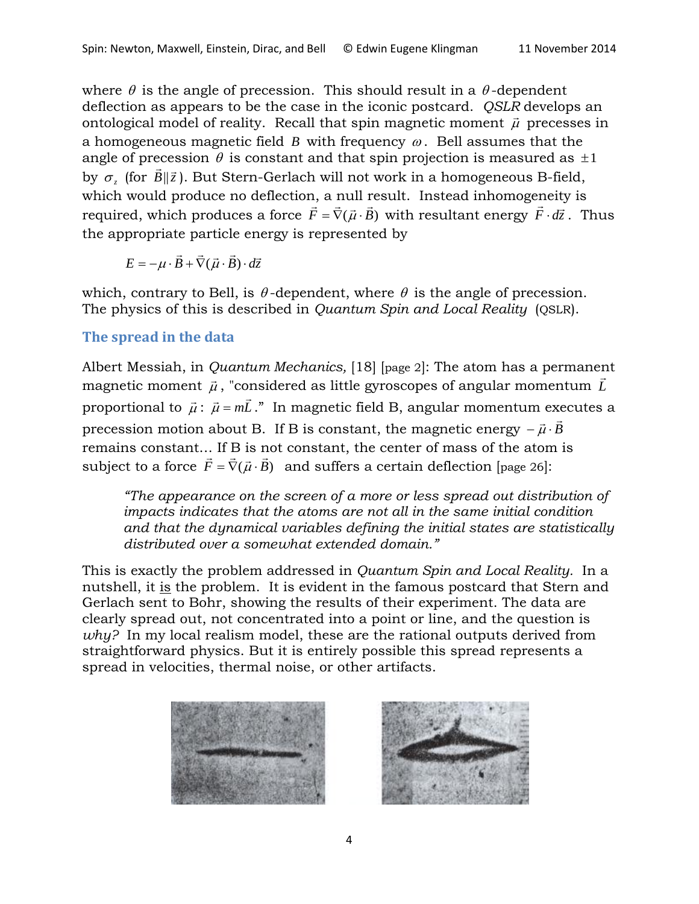where $\theta$ is the angle of precession. This should result in a $\theta$-dependent deflection as appears to be the case in the iconic postcard. *QSLR* develops an ontological model of reality. Recall that spin magnetic moment $\vec{\mu}$ precesses in a homogeneous magnetic field $B$ with frequency $\omega$. Bell assumes that the angle of precession $\theta$ is constant and that spin projection is measured as $\pm 1$ by $\sigma_z$ (for $\vec{B} \| \vec{z}$). But Stern-Gerlach will not work in a homogeneous B-field, which would produce no deflection, a null result. Instead inhomogeneity is required, which produces a force $\vec{F} = \vec{\nabla}(\vec{\mu} \cdot \vec{B})$ with resultant energy $\vec{F} \cdot d\vec{z}$. Thus the appropriate particle energy is represented by

$$E = -\mu \cdot \vec{B} + \vec{\nabla}(\vec{\mu} \cdot \vec{B}) \cdot d\vec{z}$$

which, contrary to Bell, is $\theta$-dependent, where $\theta$ is the angle of precession. The physics of this is described in *Quantum Spin and Local Reality* (QSLR).

## The spread in the data

Albert Messiah, in *Quantum Mechanics,* [18] [page 2]: The atom has a permanent magnetic moment $\vec{\mu}$, "considered as little gyroscopes of angular momentum $\vec{L}$ proportional to $\vec{\mu}$: $\vec{\mu} = m\vec{L}$." In magnetic field B, angular momentum executes a precession motion about B. If B is constant, the magnetic energy $-\vec{\mu} \cdot \vec{B}$ remains constant… If B is not constant, the center of mass of the atom is subject to a force $\vec{F} = \vec{\nabla}(\vec{\mu} \cdot \vec{B})$ and suffers a certain deflection [page 26]:

> *"The appearance on the screen of a more or less spread out distribution of impacts indicates that the atoms are not all in the same initial condition and that the dynamical variables defining the initial states are statistically distributed over a somewhat extended domain."*

This is exactly the problem addressed in *Quantum Spin and Local Reality.* In a nutshell, it is the problem. It is evident in the famous postcard that Stern and Gerlach sent to Bohr, showing the results of their experiment. The data are clearly spread out, not concentrated into a point or line, and the question is *why?* In my local realism model, these are the rational outputs derived from straightforward physics. But it is entirely possible this spread represents a spread in velocities, thermal noise, or other artifacts.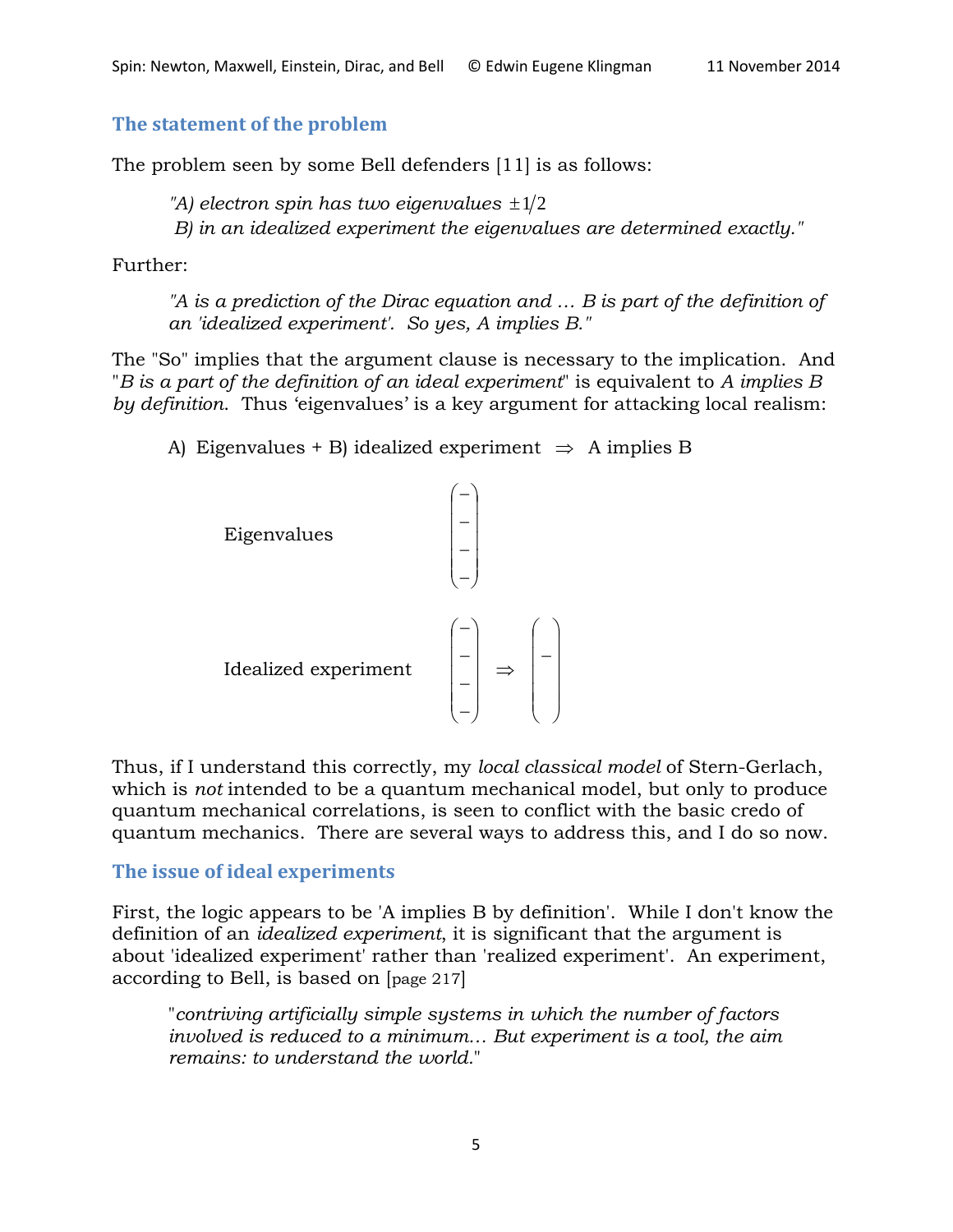## The statement of the problem

The problem seen by some Bell defenders [11] is as follows:

> *"A) electron spin has two eigenvalues* $\pm 1/2$
> *B) in an idealized experiment the eigenvalues are determined exactly."*

Further:

> *"A is a prediction of the Dirac equation and ... B is part of the definition of an 'idealized experiment'. So yes, A implies B."*

The "So" implies that the argument clause is necessary to the implication. And "*B is a part of the definition of an ideal experiment*" is equivalent to *A implies B by definition*. Thus 'eigenvalues' is a key argument for attacking local realism:

A) Eigenvalues + B) idealized experiment $\Rightarrow$ A implies B

Eigenvalues $\begin{pmatrix} - \\ - \\ - \\ - \end{pmatrix}$

Idealized experiment $\begin{pmatrix} - \\ - \\ - \\ - \end{pmatrix} \Rightarrow \begin{pmatrix} - \\ \\ \\ \\ \end{pmatrix}$

Thus, if I understand this correctly, my *local classical model* of Stern-Gerlach, which is *not* intended to be a quantum mechanical model, but only to produce quantum mechanical correlations, is seen to conflict with the basic credo of quantum mechanics. There are several ways to address this, and I do so now.

## The issue of ideal experiments

First, the logic appears to be 'A implies B by definition'. While I don't know the definition of an *idealized experiment*, it is significant that the argument is about 'idealized experiment' rather than 'realized experiment'. An experiment, according to Bell, is based on [page 217]

> "*contriving artificially simple systems in which the number of factors involved is reduced to a minimum... But experiment is a tool, the aim remains: to understand the world.*"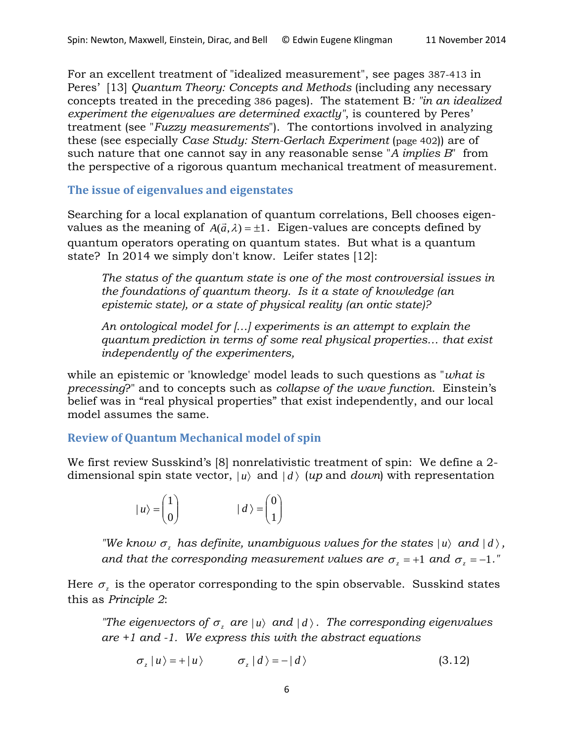For an excellent treatment of "idealized measurement", see pages 387-413 in Peres' [13] *Quantum Theory: Concepts and Methods* (including any necessary concepts treated in the preceding 386 pages). The statement B*: "in an idealized experiment the eigenvalues are determined exactly"*, is countered by Peres' treatment (see "*Fuzzy measurements*"). The contortions involved in analyzing these (see especially *Case Study: Stern-Gerlach Experiment* (page 402)) are of such nature that one cannot say in any reasonable sense "*A implies B*" from the perspective of a rigorous quantum mechanical treatment of measurement.

## The issue of eigenvalues and eigenstates

Searching for a local explanation of quantum correlations, Bell chooses eigen-values as the meaning of $A(\vec{a},\lambda) = \pm 1$. Eigen-values are concepts defined by quantum operators operating on quantum states. But what is a quantum state? In 2014 we simply don't know. Leifer states [12]:

> *The status of the quantum state is one of the most controversial issues in the foundations of quantum theory. Is it a state of knowledge (an epistemic state), or a state of physical reality (an ontic state)?*
>
> *An ontological model for [...] experiments is an attempt to explain the quantum prediction in terms of some real physical properties… that exist independently of the experimenters,*

while an epistemic or 'knowledge' model leads to such questions as "*what is precessing*?" and to concepts such as *collapse of the wave function*. Einstein's belief was in "real physical properties" that exist independently, and our local model assumes the same.

## Review of Quantum Mechanical model of spin

We first review Susskind's [8] nonrelativistic treatment of spin: We define a 2-dimensional spin state vector, $|u\rangle$ and $|d\rangle$ (*up* and *down*) with representation

$$|u\rangle = \begin{pmatrix}1\\0\end{pmatrix} \qquad\qquad |d\rangle = \begin{pmatrix}0\\1\end{pmatrix}$$

> *"We know $\sigma_z$ has definite, unambiguous values for the states $|u\rangle$ and $|d\rangle$, and that the corresponding measurement values are $\sigma_z = +1$ and $\sigma_z = -1$."*

Here $\sigma_z$ is the operator corresponding to the spin observable. Susskind states this as *Principle 2*:

> *"The eigenvectors of $\sigma_z$ are $|u\rangle$ and $|d\rangle$. The corresponding eigenvalues are +1 and -1. We express this with the abstract equations*
>
> $$\sigma_z\,|u\rangle = +|u\rangle \qquad \sigma_z\,|d\rangle = -|d\rangle \tag{3.12}$$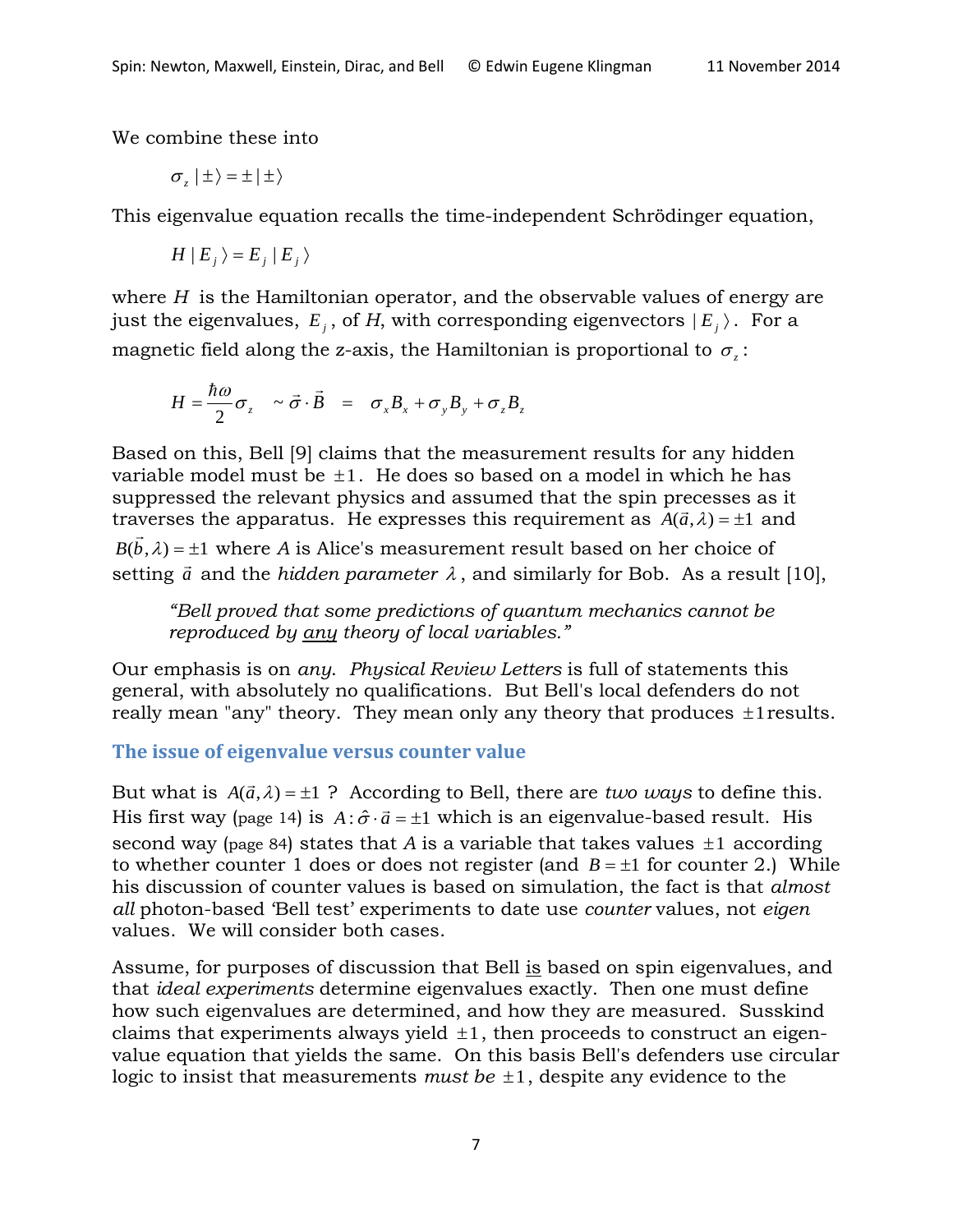We combine these into

$$\sigma_z \,|\pm\rangle = \pm\,|\pm\rangle$$

This eigenvalue equation recalls the time-independent Schrödinger equation,

$$H\,|E_j\rangle = E_j\,|E_j\rangle$$

where $H$ is the Hamiltonian operator, and the observable values of energy are just the eigenvalues, $E_j$, of *H*, with corresponding eigenvectors $|E_j\rangle$. For a magnetic field along the z-axis, the Hamiltonian is proportional to $\sigma_z$:

$$H = \frac{\hbar\omega}{2}\sigma_z \quad \sim \vec{\sigma}\cdot\vec{B} \quad = \quad \sigma_x B_x + \sigma_y B_y + \sigma_z B_z$$

Based on this, Bell [9] claims that the measurement results for any hidden variable model must be $\pm 1$. He does so based on a model in which he has suppressed the relevant physics and assumed that the spin precesses as it traverses the apparatus. He expresses this requirement as $A(\vec{a},\lambda) = \pm 1$ and $B(\vec{b},\lambda) = \pm 1$ where *A* is Alice's measurement result based on her choice of setting $\vec{a}$ and the *hidden parameter* $\lambda$, and similarly for Bob. As a result [10],

> *"Bell proved that some predictions of quantum mechanics cannot be reproduced by <u>any</u> theory of local variables."*

Our emphasis is on *any*. *Physical Review Letters* is full of statements this general, with absolutely no qualifications. But Bell's local defenders do not really mean "any" theory. They mean only any theory that produces $\pm 1$ results.

## The issue of eigenvalue versus counter value

But what is $A(\vec{a},\lambda) = \pm 1$ ? According to Bell, there are *two ways* to define this. His first way (page 14) is $A : \hat{\sigma}\cdot\vec{a} = \pm 1$ which is an eigenvalue-based result. His second way (page 84) states that *A* is a variable that takes values $\pm 1$ according to whether counter 1 does or does not register (and $B = \pm 1$ for counter 2.) While his discussion of counter values is based on simulation, the fact is that *almost all* photon-based 'Bell test' experiments to date use *counter* values, not *eigen* values. We will consider both cases.

Assume, for purposes of discussion that Bell <u>is</u> based on spin eigenvalues, and that *ideal experiments* determine eigenvalues exactly. Then one must define how such eigenvalues are determined, and how they are measured. Susskind claims that experiments always yield $\pm 1$, then proceeds to construct an eigenvalue equation that yields the same. On this basis Bell's defenders use circular logic to insist that measurements *must be* $\pm 1$, despite any evidence to the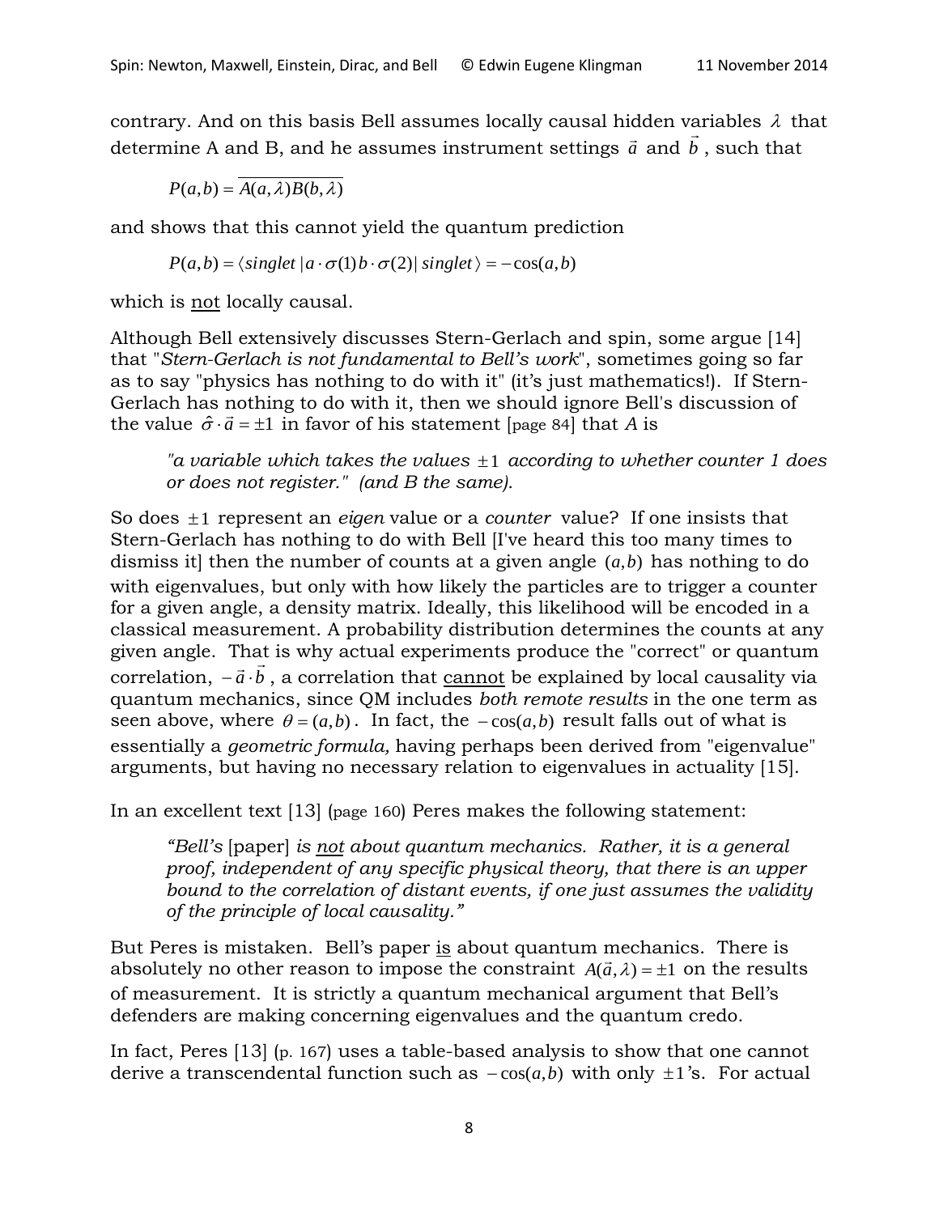contrary. And on this basis Bell assumes locally causal hidden variables $\lambda$ that determine A and B, and he assumes instrument settings $\vec{a}$ and $\vec{b}$, such that

$$P(a,b) = \overline{A(a,\lambda)B(b,\lambda)}$$

and shows that this cannot yield the quantum prediction

$$P(a,b) = \langle singlet\,|\,a\cdot\sigma(1)\,b\cdot\sigma(2)\,|\,singlet\rangle = -\cos(a,b)$$

which is <u>not</u> locally causal.

Although Bell extensively discusses Stern-Gerlach and spin, some argue [14] that "*Stern-Gerlach is not fundamental to Bell's work*", sometimes going so far as to say "physics has nothing to do with it" (it's just mathematics!). If Stern-Gerlach has nothing to do with it, then we should ignore Bell's discussion of the value $\hat{\sigma}\cdot\vec{a} = \pm 1$ in favor of his statement [page 84] that *A* is

> *"a variable which takes the values $\pm 1$ according to whether counter 1 does or does not register." (and B the same).*

So does $\pm 1$ represent an *eigen* value or a *counter* value? If one insists that Stern-Gerlach has nothing to do with Bell [I've heard this too many times to dismiss it] then the number of counts at a given angle $(a,b)$ has nothing to do with eigenvalues, but only with how likely the particles are to trigger a counter for a given angle, a density matrix. Ideally, this likelihood will be encoded in a classical measurement. A probability distribution determines the counts at any given angle. That is why actual experiments produce the "correct" or quantum correlation, $-\vec{a}\cdot\vec{b}$, a correlation that <u>cannot</u> be explained by local causality via quantum mechanics, since QM includes *both remote results* in the one term as seen above, where $\theta = (a,b)$. In fact, the $-\cos(a,b)$ result falls out of what is essentially a *geometric formula,* having perhaps been derived from "eigenvalue" arguments, but having no necessary relation to eigenvalues in actuality [15].

In an excellent text [13] (page 160) Peres makes the following statement:

> *"Bell's* [paper] *is <u>not</u> about quantum mechanics. Rather, it is a general proof, independent of any specific physical theory, that there is an upper bound to the correlation of distant events, if one just assumes the validity of the principle of local causality."*

But Peres is mistaken. Bell's paper <u>is</u> about quantum mechanics. There is absolutely no other reason to impose the constraint $A(\vec{a},\lambda) = \pm 1$ on the results of measurement. It is strictly a quantum mechanical argument that Bell's defenders are making concerning eigenvalues and the quantum credo.

In fact, Peres [13] (p. 167) uses a table-based analysis to show that one cannot derive a transcendental function such as $-\cos(a,b)$ with only $\pm 1$'s. For actual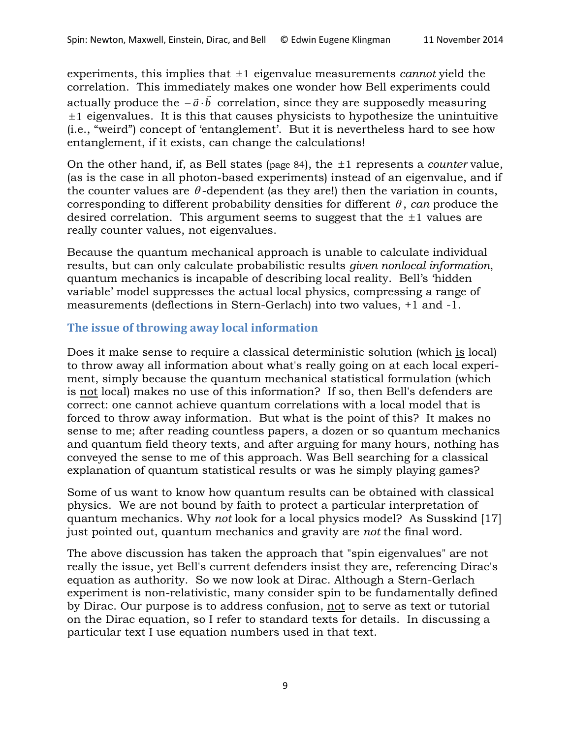experiments, this implies that $\pm 1$ eigenvalue measurements *cannot* yield the correlation. This immediately makes one wonder how Bell experiments could actually produce the $-\vec{a}\cdot\vec{b}$ correlation, since they are supposedly measuring $\pm 1$ eigenvalues. It is this that causes physicists to hypothesize the unintuitive (i.e., "weird") concept of 'entanglement'. But it is nevertheless hard to see how entanglement, if it exists, can change the calculations!

On the other hand, if, as Bell states (page 84), the $\pm 1$ represents a *counter* value, (as is the case in all photon-based experiments) instead of an eigenvalue, and if the counter values are $\theta$-dependent (as they are!) then the variation in counts, corresponding to different probability densities for different $\theta$, *can* produce the desired correlation. This argument seems to suggest that the $\pm 1$ values are really counter values, not eigenvalues.

Because the quantum mechanical approach is unable to calculate individual results, but can only calculate probabilistic results *given nonlocal information*, quantum mechanics is incapable of describing local reality. Bell's 'hidden variable' model suppresses the actual local physics, compressing a range of measurements (deflections in Stern-Gerlach) into two values, +1 and -1.

## The issue of throwing away local information

Does it make sense to require a classical deterministic solution (which is local) to throw away all information about what's really going on at each local experiment, simply because the quantum mechanical statistical formulation (which is not local) makes no use of this information? If so, then Bell's defenders are correct: one cannot achieve quantum correlations with a local model that is forced to throw away information. But what is the point of this? It makes no sense to me; after reading countless papers, a dozen or so quantum mechanics and quantum field theory texts, and after arguing for many hours, nothing has conveyed the sense to me of this approach. Was Bell searching for a classical explanation of quantum statistical results or was he simply playing games?

Some of us want to know how quantum results can be obtained with classical physics. We are not bound by faith to protect a particular interpretation of quantum mechanics. Why *not* look for a local physics model? As Susskind [17] just pointed out, quantum mechanics and gravity are *not* the final word.

The above discussion has taken the approach that "spin eigenvalues" are not really the issue, yet Bell's current defenders insist they are, referencing Dirac's equation as authority. So we now look at Dirac. Although a Stern-Gerlach experiment is non-relativistic, many consider spin to be fundamentally defined by Dirac. Our purpose is to address confusion, not to serve as text or tutorial on the Dirac equation, so I refer to standard texts for details. In discussing a particular text I use equation numbers used in that text.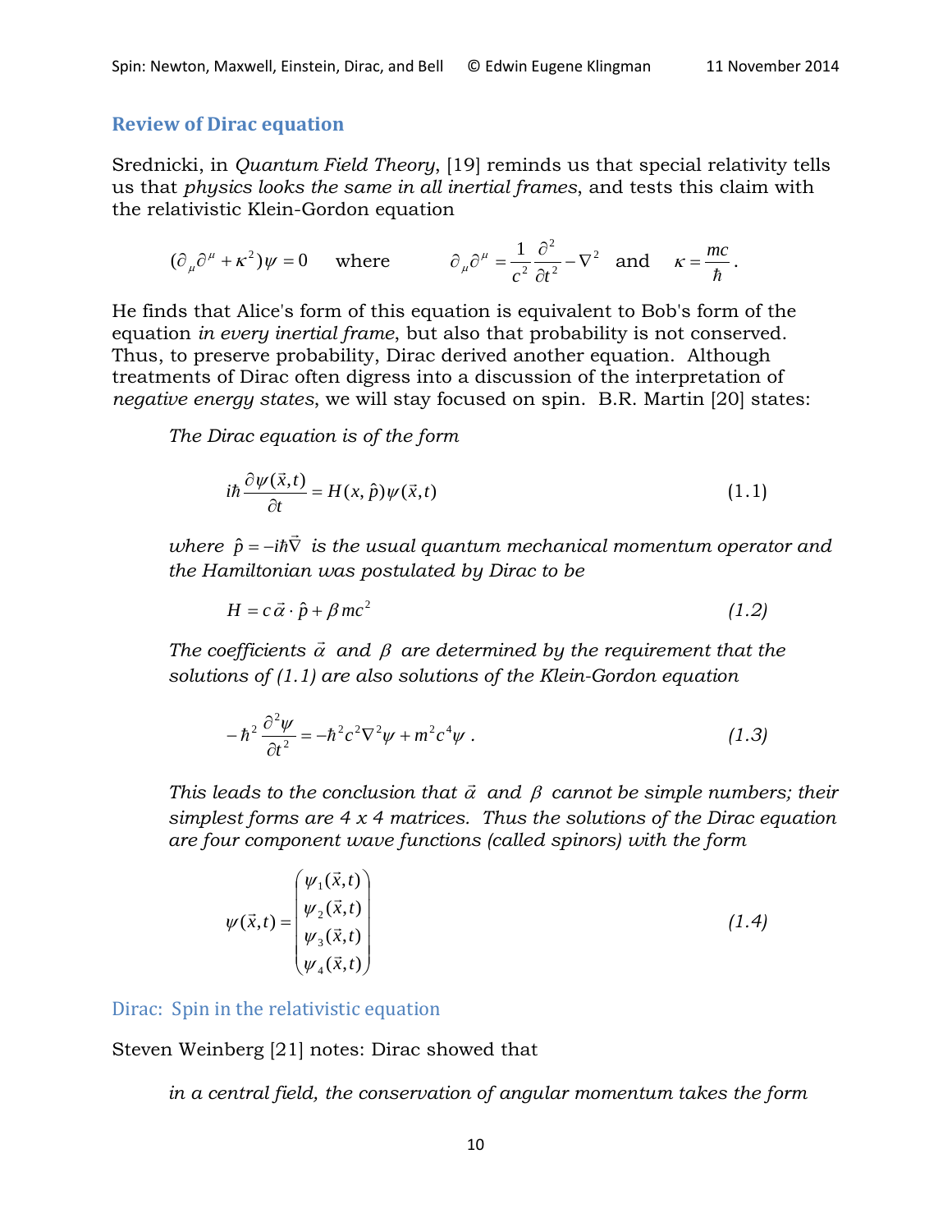## Review of Dirac equation

Srednicki, in *Quantum Field Theory*, [19] reminds us that special relativity tells us that *physics looks the same in all inertial frames*, and tests this claim with the relativistic Klein-Gordon equation

$$(\partial_\mu \partial^\mu + \kappa^2)\psi = 0 \quad \text{where} \quad \partial_\mu \partial^\mu = \frac{1}{c^2}\frac{\partial^2}{\partial t^2} - \nabla^2 \quad \text{and} \quad \kappa = \frac{mc}{\hbar}.$$

He finds that Alice's form of this equation is equivalent to Bob's form of the equation *in every inertial frame*, but also that probability is not conserved. Thus, to preserve probability, Dirac derived another equation. Although treatments of Dirac often digress into a discussion of the interpretation of *negative energy states*, we will stay focused on spin. B.R. Martin [20] states:

> *The Dirac equation is of the form*
>
> $$i\hbar \frac{\partial \psi(\vec{x},t)}{\partial t} = H(x,\hat{p})\psi(\vec{x},t) \qquad (1.1)$$
>
> *where $\hat{p} = -i\hbar\vec{\nabla}$ is the usual quantum mechanical momentum operator and the Hamiltonian was postulated by Dirac to be*
>
> $$H = c\,\vec{\alpha}\cdot\hat{p} + \beta mc^2 \qquad (1.2)$$
>
> *The coefficients $\vec{\alpha}$ and $\beta$ are determined by the requirement that the solutions of (1.1) are also solutions of the Klein-Gordon equation*
>
> $$-\hbar^2 \frac{\partial^2 \psi}{\partial t^2} = -\hbar^2 c^2 \nabla^2 \psi + m^2 c^4 \psi\ . \qquad (1.3)$$
>
> *This leads to the conclusion that $\vec{\alpha}$ and $\beta$ cannot be simple numbers; their simplest forms are 4 x 4 matrices. Thus the solutions of the Dirac equation are four component wave functions (called spinors) with the form*
>
> $$\psi(\vec{x},t) = \begin{pmatrix} \psi_1(\vec{x},t) \\ \psi_2(\vec{x},t) \\ \psi_3(\vec{x},t) \\ \psi_4(\vec{x},t) \end{pmatrix} \qquad (1.4)$$

### Dirac: Spin in the relativistic equation

Steven Weinberg [21] notes: Dirac showed that

> *in a central field, the conservation of angular momentum takes the form*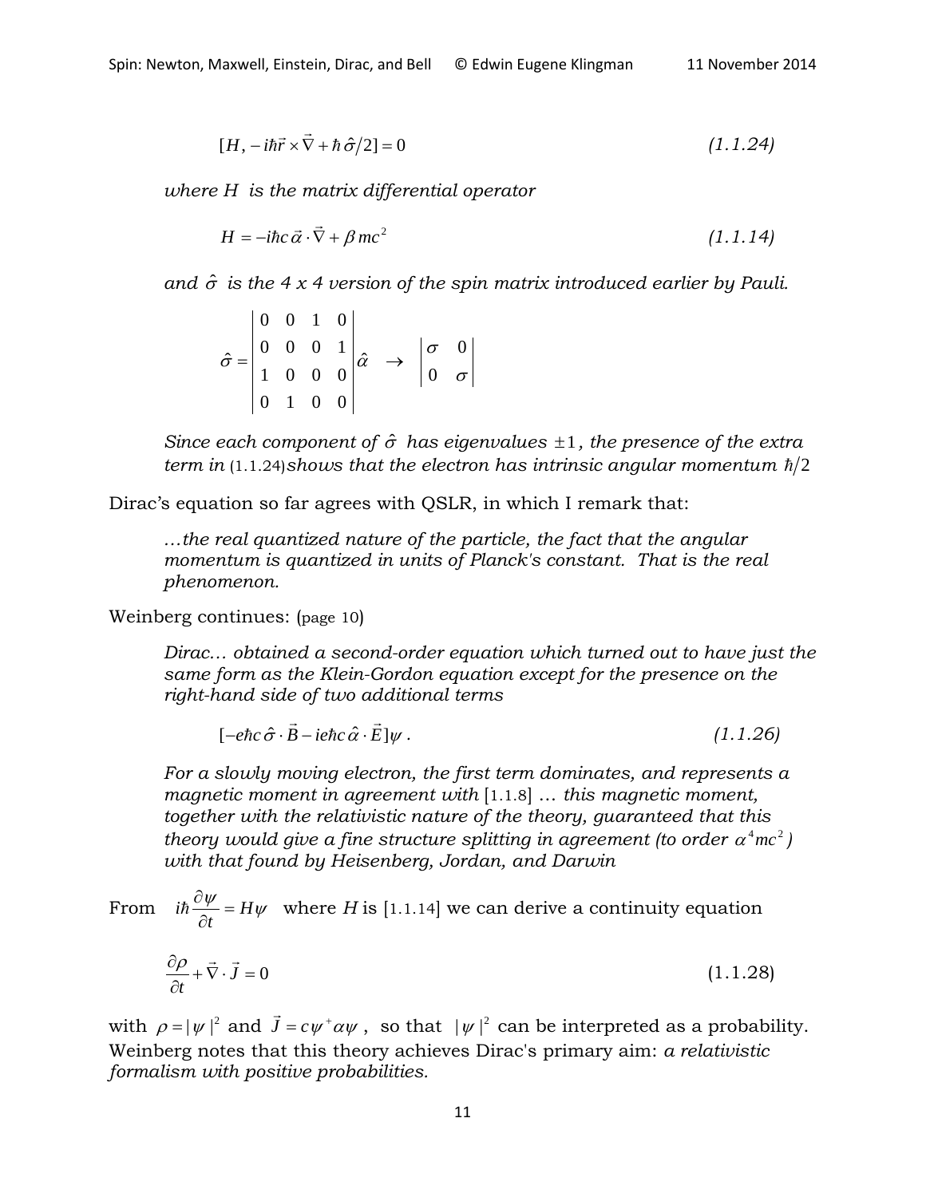$$[H, -i\hbar\vec{r}\times\vec{\nabla} + \hbar\,\hat{\sigma}/2] = 0 \qquad (1.1.24)$$

*where $H$ is the matrix differential operator*

$$H = -i\hbar c\,\vec{\alpha}\cdot\vec{\nabla} + \beta\, mc^2 \qquad (1.1.14)$$

*and $\hat{\sigma}$ is the 4 x 4 version of the spin matrix introduced earlier by Pauli.*

$$\hat{\sigma} = \begin{vmatrix} 0 & 0 & 1 & 0 \\ 0 & 0 & 0 & 1 \\ 1 & 0 & 0 & 0 \\ 0 & 1 & 0 & 0 \end{vmatrix}\hat{\alpha} \quad \rightarrow \quad \begin{vmatrix} \sigma & 0 \\ 0 & \sigma \end{vmatrix}$$

*Since each component of $\hat{\sigma}$ has eigenvalues $\pm 1$, the presence of the extra term in* (1.1.24) *shows that the electron has intrinsic angular momentum $\hbar/2$*

Dirac's equation so far agrees with QSLR, in which I remark that:

> *…the real quantized nature of the particle, the fact that the angular momentum is quantized in units of Planck's constant. That is the real phenomenon.*

Weinberg continues: (page 10)

> *Dirac… obtained a second-order equation which turned out to have just the same form as the Klein-Gordon equation except for the presence on the right-hand side of two additional terms*
>
> $$[-e\hbar c\,\hat{\sigma}\cdot\vec{B} - ie\hbar c\,\hat{\alpha}\cdot\vec{E}]\psi\,. \qquad (1.1.26)$$
>
> *For a slowly moving electron, the first term dominates, and represents a magnetic moment in agreement with* [1.1.8] *… this magnetic moment, together with the relativistic nature of the theory, guaranteed that this theory would give a fine structure splitting in agreement (to order $\alpha^4 mc^2$) with that found by Heisenberg, Jordan, and Darwin*

From $i\hbar\dfrac{\partial\psi}{\partial t} = H\psi$ where $H$ is [1.1.14] we can derive a continuity equation

$$\frac{\partial\rho}{\partial t} + \vec{\nabla}\cdot\vec{J} = 0 \qquad (1.1.28)$$

with $\rho = |\psi|^2$ and $\vec{J} = c\psi^{+}\alpha\psi$, so that $|\psi|^2$ can be interpreted as a probability. Weinberg notes that this theory achieves Dirac's primary aim: *a relativistic formalism with positive probabilities.*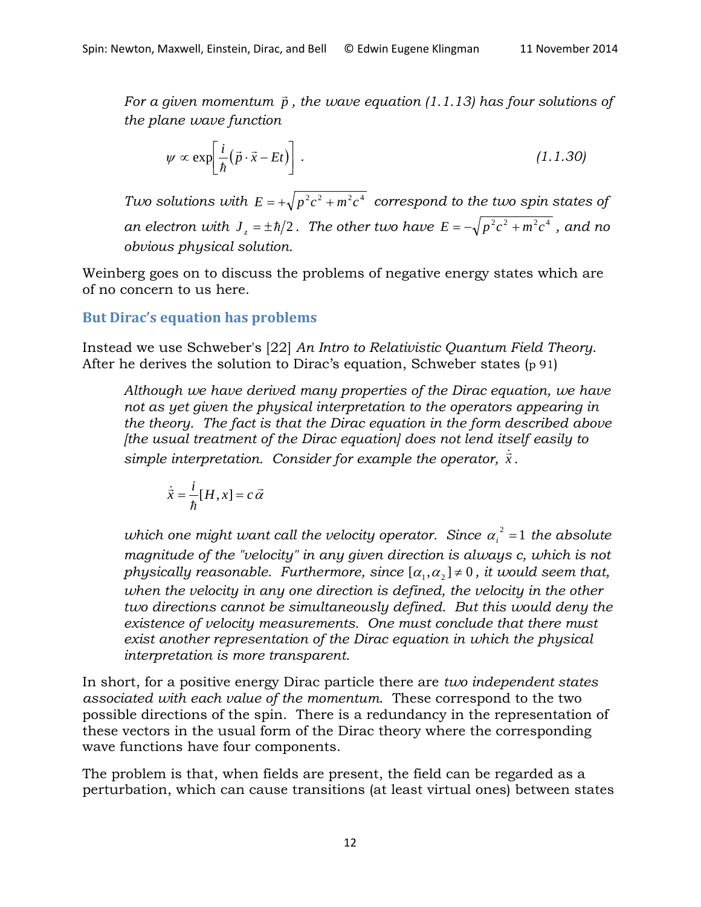*For a given momentum $\vec{p}$, the wave equation (1.1.13) has four solutions of the plane wave function*

$$\psi \propto \exp\left[\frac{i}{\hbar}\left(\vec{p}\cdot\vec{x} - Et\right)\right] . \qquad (1.1.30)$$

*Two solutions with $E = +\sqrt{p^2c^2 + m^2c^4}$ correspond to the two spin states of an electron with $J_z = \pm\hbar/2$. The other two have $E = -\sqrt{p^2c^2 + m^2c^4}$, and no obvious physical solution.*

Weinberg goes on to discuss the problems of negative energy states which are of no concern to us here.

## But Dirac's equation has problems

Instead we use Schweber's [22] *An Intro to Relativistic Quantum Field Theory*. After he derives the solution to Dirac's equation, Schweber states (p 91)

> *Although we have derived many properties of the Dirac equation, we have not as yet given the physical interpretation to the operators appearing in the theory. The fact is that the Dirac equation in the form described above [the usual treatment of the Dirac equation] does not lend itself easily to simple interpretation. Consider for example the operator, $\dot{\vec{x}}$.*
>
> $$\dot{\vec{x}} = \frac{i}{\hbar}[H, x] = c\,\vec{\alpha}$$
>
> *which one might want call the velocity operator. Since ${\alpha_i}^2 = 1$ the absolute magnitude of the "velocity" in any given direction is always c, which is not physically reasonable. Furthermore, since $[\alpha_1, \alpha_2] \neq 0$, it would seem that, when the velocity in any one direction is defined, the velocity in the other two directions cannot be simultaneously defined. But this would deny the existence of velocity measurements. One must conclude that there must exist another representation of the Dirac equation in which the physical interpretation is more transparent.*

In short, for a positive energy Dirac particle there are *two independent states associated with each value of the momentum*. These correspond to the two possible directions of the spin. There is a redundancy in the representation of these vectors in the usual form of the Dirac theory where the corresponding wave functions have four components.

The problem is that, when fields are present, the field can be regarded as a perturbation, which can cause transitions (at least virtual ones) between states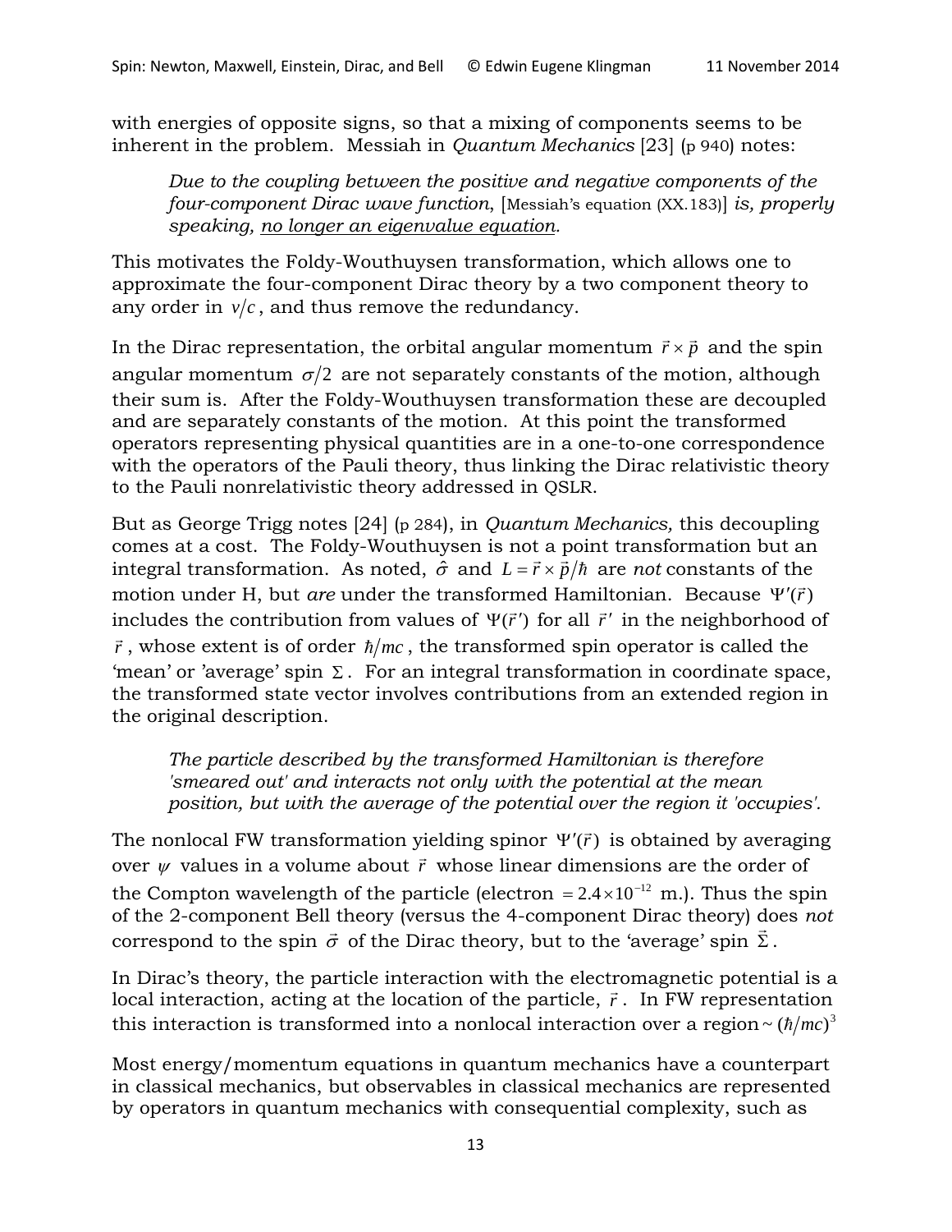with energies of opposite signs, so that a mixing of components seems to be inherent in the problem. Messiah in *Quantum Mechanics* [23] (p 940) notes:

> *Due to the coupling between the positive and negative components of the four-component Dirac wave function*, [Messiah's equation (XX.183)] *is, properly speaking, <u>no longer an eigenvalue equation</u>.*

This motivates the Foldy-Wouthuysen transformation, which allows one to approximate the four-component Dirac theory by a two component theory to any order in $v/c$, and thus remove the redundancy.

In the Dirac representation, the orbital angular momentum $\vec{r} \times \vec{p}$ and the spin angular momentum $\sigma/2$ are not separately constants of the motion, although their sum is. After the Foldy-Wouthuysen transformation these are decoupled and are separately constants of the motion. At this point the transformed operators representing physical quantities are in a one-to-one correspondence with the operators of the Pauli theory, thus linking the Dirac relativistic theory to the Pauli nonrelativistic theory addressed in QSLR.

But as George Trigg notes [24] (p 284), in *Quantum Mechanics,* this decoupling comes at a cost. The Foldy-Wouthuysen is not a point transformation but an integral transformation. As noted, $\hat{\sigma}$ and $L = \vec{r} \times \vec{p}/\hbar$ are *not* constants of the motion under H, but *are* under the transformed Hamiltonian. Because $\Psi'(\vec{r})$ includes the contribution from values of $\Psi(\vec{r}\,')$ for all $\vec{r}\,'$ in the neighborhood of $\vec{r}$, whose extent is of order $\hbar/mc$, the transformed spin operator is called the 'mean' or 'average' spin $\Sigma$. For an integral transformation in coordinate space, the transformed state vector involves contributions from an extended region in the original description.

> *The particle described by the transformed Hamiltonian is therefore 'smeared out' and interacts not only with the potential at the mean position, but with the average of the potential over the region it 'occupies'.*

The nonlocal FW transformation yielding spinor $\Psi'(\vec{r})$ is obtained by averaging over $\psi$ values in a volume about $\vec{r}$ whose linear dimensions are the order of the Compton wavelength of the particle (electron $= 2.4 \times 10^{-12}$ m.). Thus the spin of the 2-component Bell theory (versus the 4-component Dirac theory) does *not* correspond to the spin $\vec{\sigma}$ of the Dirac theory, but to the 'average' spin $\vec{\Sigma}$.

In Dirac's theory, the particle interaction with the electromagnetic potential is a local interaction, acting at the location of the particle, $\vec{r}$. In FW representation this interaction is transformed into a nonlocal interaction over a region $\sim (\hbar/mc)^3$

Most energy/momentum equations in quantum mechanics have a counterpart in classical mechanics, but observables in classical mechanics are represented by operators in quantum mechanics with consequential complexity, such as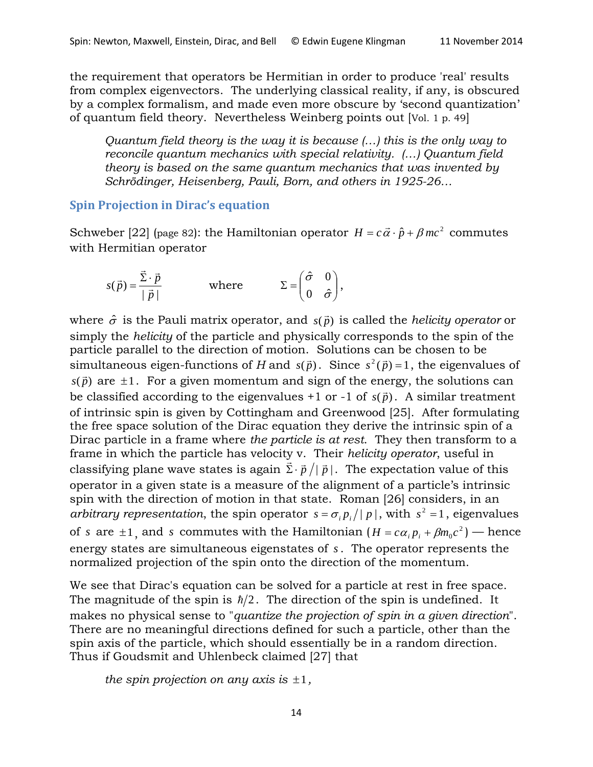the requirement that operators be Hermitian in order to produce 'real' results from complex eigenvectors. The underlying classical reality, if any, is obscured by a complex formalism, and made even more obscure by 'second quantization' of quantum field theory. Nevertheless Weinberg points out [Vol. 1 p. 49]

> *Quantum field theory is the way it is because (…) this is the only way to reconcile quantum mechanics with special relativity. (…) Quantum field theory is based on the same quantum mechanics that was invented by Schrödinger, Heisenberg, Pauli, Born, and others in 1925-26…*

## Spin Projection in Dirac's equation

Schweber [22] (page 82): the Hamiltonian operator $H = c\vec{\alpha} \cdot \hat{p} + \beta mc^2$ commutes with Hermitian operator

$$s(\vec{p}) = \frac{\vec{\Sigma} \cdot \vec{p}}{|\vec{p}|} \qquad \text{where} \qquad \Sigma = \begin{pmatrix} \hat{\sigma} & 0 \\ 0 & \hat{\sigma} \end{pmatrix},$$

where $\hat{\sigma}$ is the Pauli matrix operator, and $s(\vec{p})$ is called the *helicity operator* or simply the *helicity* of the particle and physically corresponds to the spin of the particle parallel to the direction of motion. Solutions can be chosen to be simultaneous eigen-functions of $H$ and $s(\vec{p})$. Since $s^2(\vec{p}) = 1$, the eigenvalues of $s(\vec{p})$ are $\pm 1$. For a given momentum and sign of the energy, the solutions can be classified according to the eigenvalues +1 or -1 of $s(\vec{p})$. A similar treatment of intrinsic spin is given by Cottingham and Greenwood [25]. After formulating the free space solution of the Dirac equation they derive the intrinsic spin of a Dirac particle in a frame where *the particle is at rest*. They then transform to a frame in which the particle has velocity v. Their *helicity operator*, useful in classifying plane wave states is again $\vec{\Sigma} \cdot \vec{p} / |\vec{p}|$. The expectation value of this operator in a given state is a measure of the alignment of a particle's intrinsic spin with the direction of motion in that state. Roman [26] considers, in an *arbitrary representation*, the spin operator $s = \sigma_i p_i / |p|$, with $s^2 = 1$, eigenvalues of $s$ are $\pm 1$, and $s$ commutes with the Hamiltonian ($H = c\alpha_i p_i + \beta m_0 c^2$) — hence energy states are simultaneous eigenstates of $s$. The operator represents the normalized projection of the spin onto the direction of the momentum.

We see that Dirac's equation can be solved for a particle at rest in free space. The magnitude of the spin is $\hbar/2$. The direction of the spin is undefined. It makes no physical sense to "*quantize the projection of spin in a given direction*". There are no meaningful directions defined for such a particle, other than the spin axis of the particle, which should essentially be in a random direction. Thus if Goudsmit and Uhlenbeck claimed [27] that

> *the spin projection on any axis is* $\pm 1$*,*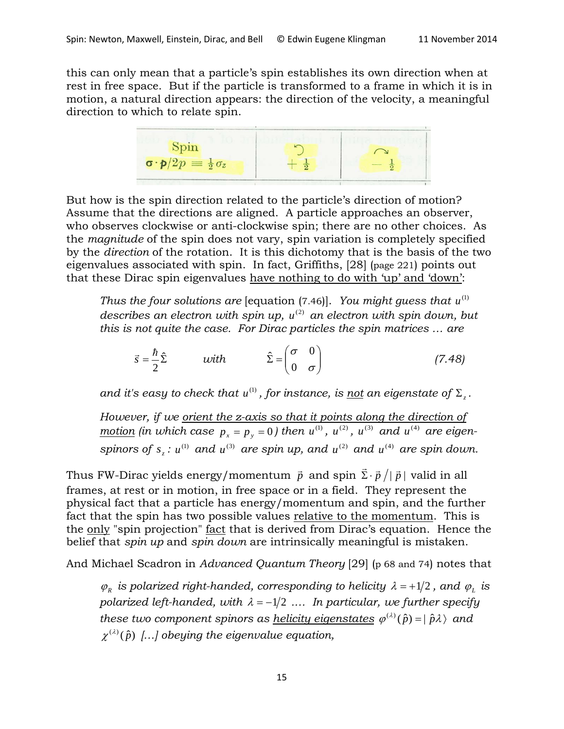this can only mean that a particle's spin establishes its own direction when at rest in free space. But if the particle is transformed to a frame in which it is in motion, a natural direction appears: the direction of the velocity, a meaningful direction to which to relate spin.

| Spin $\boldsymbol{\sigma} \cdot \boldsymbol{p}/2p \equiv \frac{1}{2}\sigma_z$ | ↺ $+\frac{1}{2}$ | ↷ $-\frac{1}{2}$ |
|---|---|---|

But how is the spin direction related to the particle's direction of motion? Assume that the directions are aligned. A particle approaches an observer, who observes clockwise or anti-clockwise spin; there are no other choices. As the *magnitude* of the spin does not vary, spin variation is completely specified by the *direction* of the rotation. It is this dichotomy that is the basis of the two eigenvalues associated with spin. In fact, Griffiths, [28] (page 221) points out that these Dirac spin eigenvalues have nothing to do with 'up' and 'down':

> *Thus the four solutions are* [equation (7.46)]. *You might guess that $u^{(1)}$ describes an electron with spin up, $u^{(2)}$ an electron with spin down, but this is not quite the case. For Dirac particles the spin matrices … are*
>
> $$\vec{s} = \frac{\hbar}{2}\hat{\Sigma} \qquad with \qquad \hat{\Sigma} = \begin{pmatrix} \sigma & 0 \\ 0 & \sigma \end{pmatrix} \tag{7.48}$$
>
> *and it's easy to check that $u^{(1)}$, for instance, is not an eigenstate of $\Sigma_z$.*
>
> *However, if we orient the z-axis so that it points along the direction of motion (in which case $p_x = p_y = 0$) then $u^{(1)}$, $u^{(2)}$, $u^{(3)}$ and $u^{(4)}$ are eigen-spinors of $s_z$: $u^{(1)}$ and $u^{(3)}$ are spin up, and $u^{(2)}$ and $u^{(4)}$ are spin down.*

Thus FW-Dirac yields energy/momentum $\vec{p}$ and spin $\vec{\Sigma} \cdot \vec{p} / |\vec{p}|$ valid in all frames, at rest or in motion, in free space or in a field. They represent the physical fact that a particle has energy/momentum and spin, and the further fact that the spin has two possible values relative to the momentum. This is the only "spin projection" fact that is derived from Dirac's equation. Hence the belief that *spin up* and *spin down* are intrinsically meaningful is mistaken.

And Michael Scadron in *Advanced Quantum Theory* [29] (p 68 and 74) notes that

> *$\varphi_R$ is polarized right-handed, corresponding to helicity $\lambda = +1/2$, and $\varphi_L$ is polarized left-handed, with $\lambda = -1/2$ …. In particular, we further specify these two component spinors as helicity eigenstates $\varphi^{(\lambda)}(\hat{p}) = |\,\hat{p}\lambda\rangle$ and $\chi^{(\lambda)}(\hat{p})$ […] obeying the eigenvalue equation,*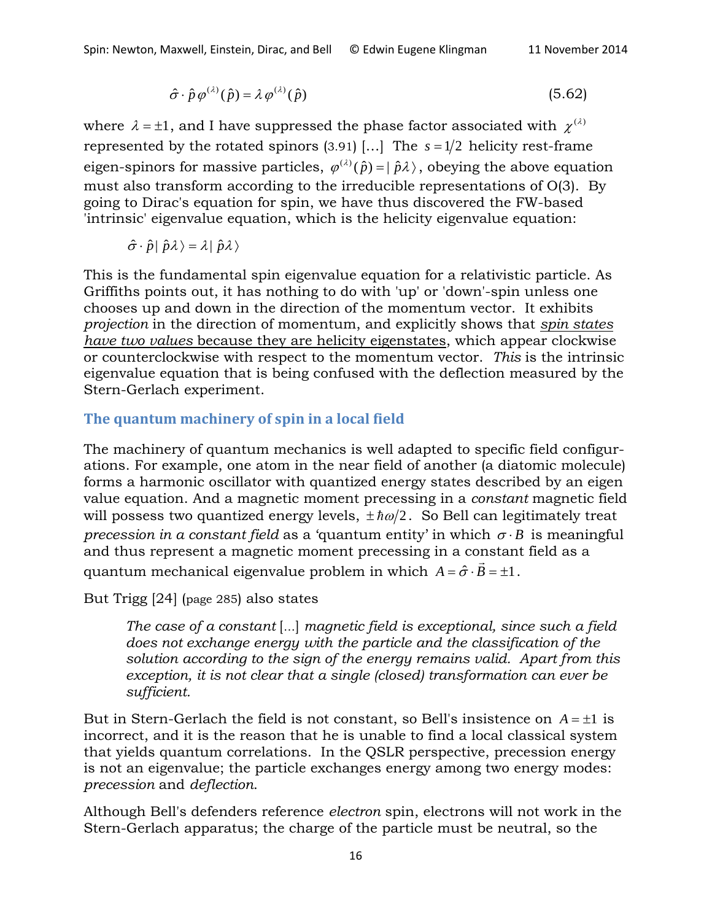$$\hat{\sigma} \cdot \hat{p}\, \varphi^{(\lambda)}(\hat{p}) = \lambda\, \varphi^{(\lambda)}(\hat{p}) \tag{5.62}$$

where $\lambda = \pm 1$, and I have suppressed the phase factor associated with $\chi^{(\lambda)}$ represented by the rotated spinors (3.91) [...] The $s = 1/2$ helicity rest-frame eigen-spinors for massive particles, $\varphi^{(\lambda)}(\hat{p}) = |\,\hat{p}\lambda\rangle$, obeying the above equation must also transform according to the irreducible representations of O(3). By going to Dirac's equation for spin, we have thus discovered the FW-based 'intrinsic' eigenvalue equation, which is the helicity eigenvalue equation:

$$\hat{\sigma} \cdot \hat{p}\,|\,\hat{p}\lambda\rangle = \lambda\,|\,\hat{p}\lambda\rangle$$

This is the fundamental spin eigenvalue equation for a relativistic particle. As Griffiths points out, it has nothing to do with 'up' or 'down'-spin unless one chooses up and down in the direction of the momentum vector. It exhibits *projection* in the direction of momentum, and explicitly shows that <u>*spin states have two values* because they are helicity eigenstates</u>, which appear clockwise or counterclockwise with respect to the momentum vector. *This* is the intrinsic eigenvalue equation that is being confused with the deflection measured by the Stern-Gerlach experiment.

## The quantum machinery of spin in a local field

The machinery of quantum mechanics is well adapted to specific field configurations. For example, one atom in the near field of another (a diatomic molecule) forms a harmonic oscillator with quantized energy states described by an eigen value equation. And a magnetic moment precessing in a *constant* magnetic field will possess two quantized energy levels, $\pm \hbar\omega/2$. So Bell can legitimately treat *precession in a constant field* as a 'quantum entity' in which $\sigma \cdot B$ is meaningful and thus represent a magnetic moment precessing in a constant field as a quantum mechanical eigenvalue problem in which $A = \hat{\sigma} \cdot \vec{B} = \pm 1$.

But Trigg [24] (page 285) also states

> *The case of a constant* [...] *magnetic field is exceptional, since such a field does not exchange energy with the particle and the classification of the solution according to the sign of the energy remains valid. Apart from this exception, it is not clear that a single (closed) transformation can ever be sufficient.*

But in Stern-Gerlach the field is not constant, so Bell's insistence on $A = \pm 1$ is incorrect, and it is the reason that he is unable to find a local classical system that yields quantum correlations. In the QSLR perspective, precession energy is not an eigenvalue; the particle exchanges energy among two energy modes: *precession* and *deflection*.

Although Bell's defenders reference *electron* spin, electrons will not work in the Stern-Gerlach apparatus; the charge of the particle must be neutral, so the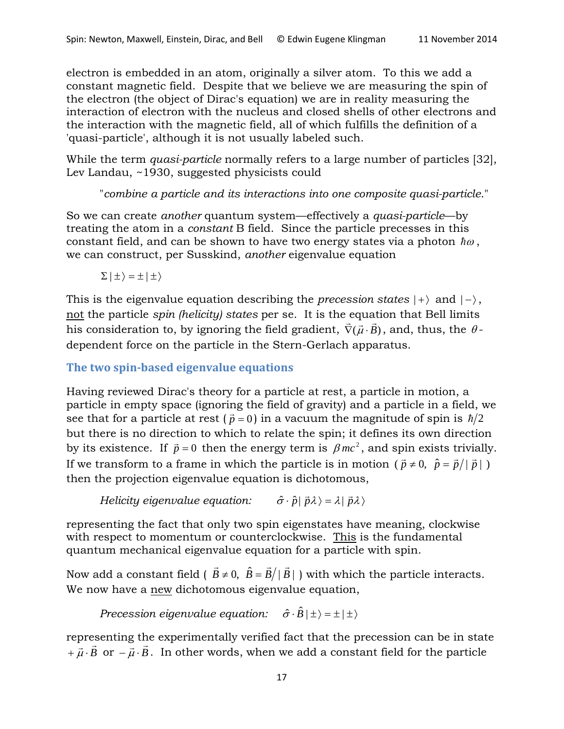electron is embedded in an atom, originally a silver atom. To this we add a constant magnetic field. Despite that we believe we are measuring the spin of the electron (the object of Dirac's equation) we are in reality measuring the interaction of electron with the nucleus and closed shells of other electrons and the interaction with the magnetic field, all of which fulfills the definition of a 'quasi-particle', although it is not usually labeled such.

While the term *quasi-particle* normally refers to a large number of particles [32], Lev Landau, ~1930, suggested physicists could

> "*combine a particle and its interactions into one composite quasi-particle.*"

So we can create *another* quantum system—effectively a *quasi-particle*—by treating the atom in a *constant* B field. Since the particle precesses in this constant field, and can be shown to have two energy states via a photon $\hbar\omega$, we can construct, per Susskind, *another* eigenvalue equation

$$\Sigma\,|\pm\rangle = \pm\,|\pm\rangle$$

This is the eigenvalue equation describing the *precession states* $|+\rangle$ and $|-\rangle$, not the particle *spin (helicity) states* per se. It is the equation that Bell limits his consideration to, by ignoring the field gradient, $\vec{\nabla}(\vec{\mu}\cdot\vec{B})$, and, thus, the $\theta$-dependent force on the particle in the Stern-Gerlach apparatus.

## The two spin-based eigenvalue equations

Having reviewed Dirac's theory for a particle at rest, a particle in motion, a particle in empty space (ignoring the field of gravity) and a particle in a field, we see that for a particle at rest ($\vec{p}=0$) in a vacuum the magnitude of spin is $\hbar/2$ but there is no direction to which to relate the spin; it defines its own direction by its existence. If $\vec{p}=0$ then the energy term is $\beta mc^2$, and spin exists trivially. If we transform to a frame in which the particle is in motion ($\vec{p}\neq 0,\ \hat{p}=\vec{p}/|\vec{p}\,|$) then the projection eigenvalue equation is dichotomous,

$$\textit{Helicity eigenvalue equation:}\qquad \hat{\sigma}\cdot\hat{p}\,|\,\vec{p}\lambda\rangle = \lambda\,|\,\vec{p}\lambda\rangle$$

representing the fact that only two spin eigenstates have meaning, clockwise with respect to momentum or counterclockwise. This is the fundamental quantum mechanical eigenvalue equation for a particle with spin.

Now add a constant field ($\vec{B}\neq 0,\ \hat{B}=\vec{B}/|\vec{B}\,|$) with which the particle interacts. We now have a new dichotomous eigenvalue equation,

$$\textit{Precession eigenvalue equation:}\qquad \hat{\sigma}\cdot\hat{B}\,|\pm\rangle = \pm\,|\pm\rangle$$

representing the experimentally verified fact that the precession can be in state $+\vec{\mu}\cdot\vec{B}$ or $-\vec{\mu}\cdot\vec{B}$. In other words, when we add a constant field for the particle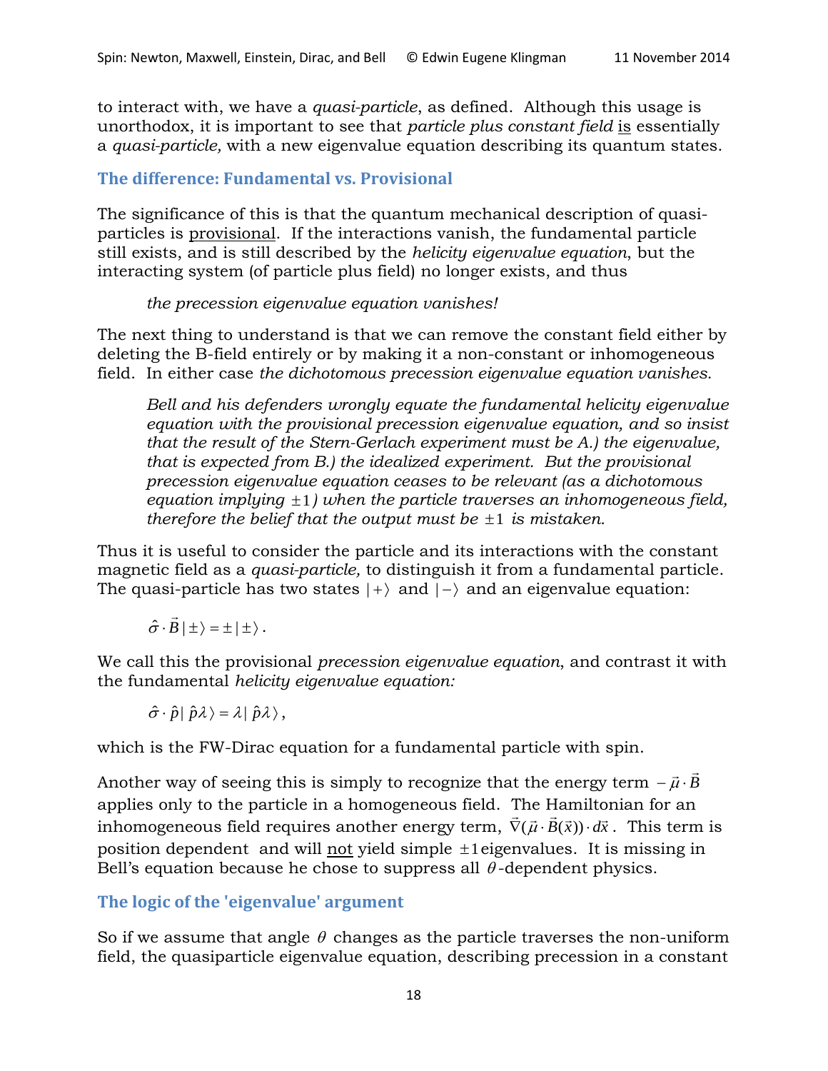to interact with, we have a *quasi-particle*, as defined. Although this usage is unorthodox, it is important to see that *particle plus constant field* is essentially a *quasi-particle,* with a new eigenvalue equation describing its quantum states.

## The difference: Fundamental vs. Provisional

The significance of this is that the quantum mechanical description of quasi-particles is provisional. If the interactions vanish, the fundamental particle still exists, and is still described by the *helicity eigenvalue equation*, but the interacting system (of particle plus field) no longer exists, and thus

> *the precession eigenvalue equation vanishes!*

The next thing to understand is that we can remove the constant field either by deleting the B-field entirely or by making it a non-constant or inhomogeneous field. In either case *the dichotomous precession eigenvalue equation vanishes.*

> *Bell and his defenders wrongly equate the fundamental helicity eigenvalue equation with the provisional precession eigenvalue equation, and so insist that the result of the Stern-Gerlach experiment must be A.) the eigenvalue, that is expected from B.) the idealized experiment. But the provisional precession eigenvalue equation ceases to be relevant (as a dichotomous equation implying $\pm 1$) when the particle traverses an inhomogeneous field, therefore the belief that the output must be $\pm 1$ is mistaken.*

Thus it is useful to consider the particle and its interactions with the constant magnetic field as a *quasi-particle,* to distinguish it from a fundamental particle. The quasi-particle has two states $|+\rangle$ and $|-\rangle$ and an eigenvalue equation:

$$\hat{\sigma} \cdot \vec{B} \,|\pm\rangle = \pm \,|\pm\rangle \,.$$

We call this the provisional *precession eigenvalue equation*, and contrast it with the fundamental *helicity eigenvalue equation:*

$$\hat{\sigma} \cdot \hat{p} |\, \hat{p}\lambda \rangle = \lambda |\, \hat{p}\lambda \rangle \,,$$

which is the FW-Dirac equation for a fundamental particle with spin.

Another way of seeing this is simply to recognize that the energy term $-\vec{\mu} \cdot \vec{B}$ applies only to the particle in a homogeneous field. The Hamiltonian for an inhomogeneous field requires another energy term, $\vec{\nabla}(\vec{\mu} \cdot \vec{B}(\vec{x})) \cdot d\vec{x}$ . This term is position dependent and will not yield simple $\pm 1$ eigenvalues. It is missing in Bell's equation because he chose to suppress all $\theta$-dependent physics.

## The logic of the 'eigenvalue' argument

So if we assume that angle $\theta$ changes as the particle traverses the non-uniform field, the quasiparticle eigenvalue equation, describing precession in a constant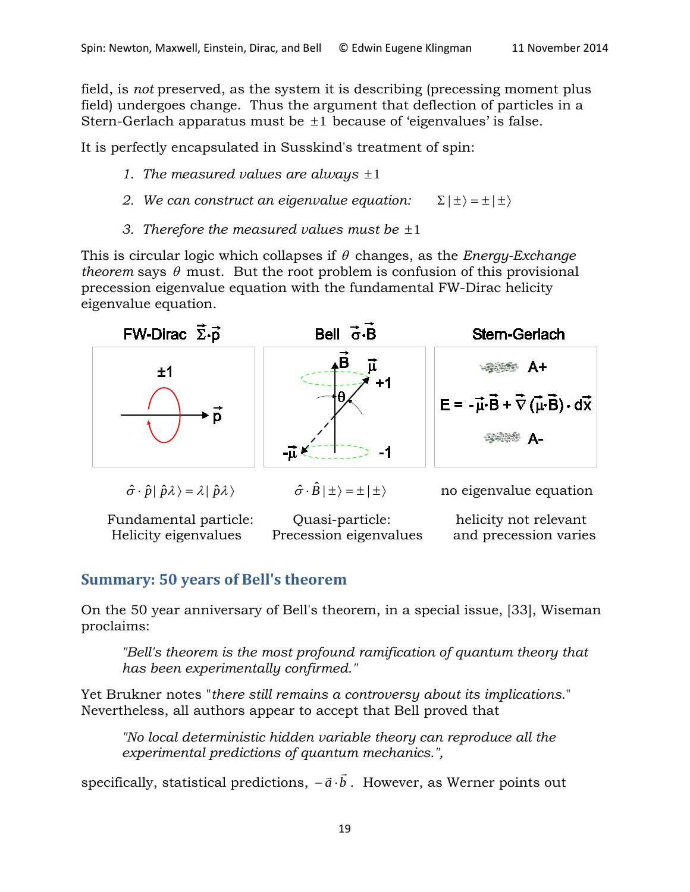field, is *not* preserved, as the system it is describing (precessing moment plus field) undergoes change. Thus the argument that deflection of particles in a Stern-Gerlach apparatus must be $\pm 1$ because of 'eigenvalues' is false.

It is perfectly encapsulated in Susskind's treatment of spin:

1. *The measured values are always* $\pm 1$
2. *We can construct an eigenvalue equation:* $\quad \Sigma|\pm\rangle = \pm|\pm\rangle$
3. *Therefore the measured values must be* $\pm 1$

This is circular logic which collapses if $\theta$ changes, as the *Energy-Exchange theorem* says $\theta$ must. But the root problem is confusion of this provisional precession eigenvalue equation with the fundamental FW-Dirac helicity eigenvalue equation.

| FW-Dirac $\vec{\Sigma}\cdot\vec{p}$ | Bell $\vec{\sigma}\cdot\vec{B}$ | Stern-Gerlach |
|---|---|---|
| $\pm 1$, $\vec{p}$ | $\vec{B}$, $\vec{\mu}$, $+1$, $\theta$, $-\vec{\mu}$, $-1$ | A+; $E = -\vec{\mu}\cdot\vec{B} + \vec{\nabla}(\vec{\mu}\cdot\vec{B})\cdot d\vec{x}$; A- |
| $\hat{\sigma}\cdot\hat{p}\,|\hat{p}\lambda\rangle = \lambda\,|\hat{p}\lambda\rangle$ | $\hat{\sigma}\cdot\hat{B}\,|\pm\rangle = \pm\,|\pm\rangle$ | no eigenvalue equation |
| Fundamental particle: Helicity eigenvalues | Quasi-particle: Precession eigenvalues | helicity not relevant and precession varies |

## Summary: 50 years of Bell's theorem

On the 50 year anniversary of Bell's theorem, in a special issue, [33], Wiseman proclaims:

> *"Bell's theorem is the most profound ramification of quantum theory that has been experimentally confirmed."*

Yet Brukner notes "*there still remains a controversy about its implications.*" Nevertheless, all authors appear to accept that Bell proved that

> *"No local deterministic hidden variable theory can reproduce all the experimental predictions of quantum mechanics.",*

specifically, statistical predictions, $-\vec{a}\cdot\vec{b}$. However, as Werner points out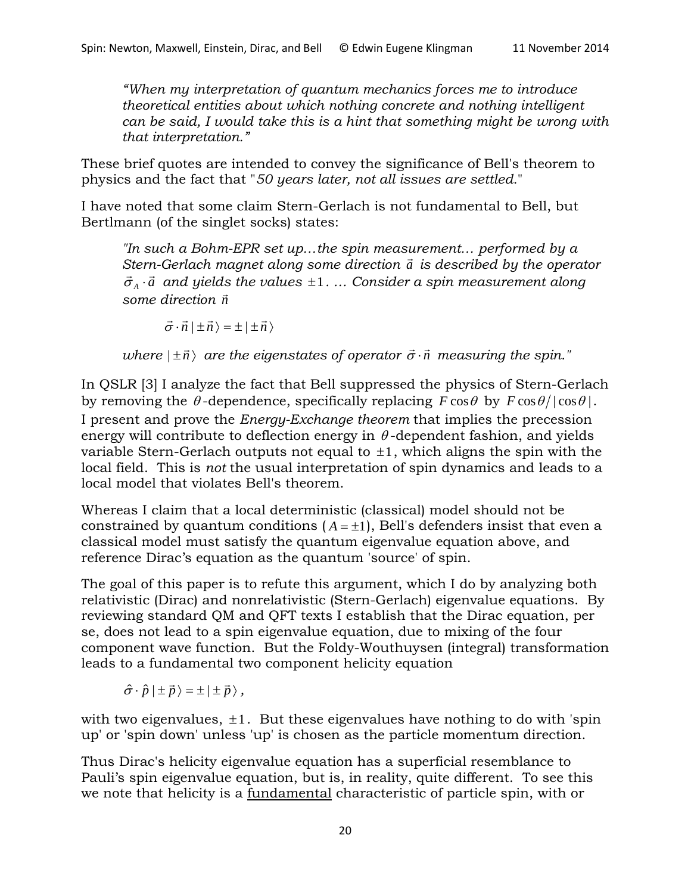*"When my interpretation of quantum mechanics forces me to introduce theoretical entities about which nothing concrete and nothing intelligent can be said, I would take this is a hint that something might be wrong with that interpretation."*

These brief quotes are intended to convey the significance of Bell's theorem to physics and the fact that "*50 years later, not all issues are settled.*"

I have noted that some claim Stern-Gerlach is not fundamental to Bell, but Bertlmann (of the singlet socks) states:

> *"In such a Bohm-EPR set up…the spin measurement… performed by a Stern-Gerlach magnet along some direction $\vec{a}$ is described by the operator $\vec{\sigma}_A \cdot \vec{a}$ and yields the values $\pm 1$. … Consider a spin measurement along some direction $\vec{n}$*
>
> $$\vec{\sigma} \cdot \vec{n} \,|\pm \vec{n}\rangle = \pm |\pm \vec{n}\rangle$$
>
> *where $|\pm \vec{n}\rangle$ are the eigenstates of operator $\vec{\sigma} \cdot \vec{n}$ measuring the spin."*

In QSLR [3] I analyze the fact that Bell suppressed the physics of Stern-Gerlach by removing the $\theta$-dependence, specifically replacing $F\cos\theta$ by $F\cos\theta/|\cos\theta|$. I present and prove the *Energy-Exchange theorem* that implies the precession energy will contribute to deflection energy in $\theta$-dependent fashion, and yields variable Stern-Gerlach outputs not equal to $\pm 1$, which aligns the spin with the local field. This is *not* the usual interpretation of spin dynamics and leads to a local model that violates Bell's theorem.

Whereas I claim that a local deterministic (classical) model should not be constrained by quantum conditions ($A = \pm 1$), Bell's defenders insist that even a classical model must satisfy the quantum eigenvalue equation above, and reference Dirac's equation as the quantum 'source' of spin.

The goal of this paper is to refute this argument, which I do by analyzing both relativistic (Dirac) and nonrelativistic (Stern-Gerlach) eigenvalue equations. By reviewing standard QM and QFT texts I establish that the Dirac equation, per se, does not lead to a spin eigenvalue equation, due to mixing of the four component wave function. But the Foldy-Wouthuysen (integral) transformation leads to a fundamental two component helicity equation

$$\hat{\sigma} \cdot \hat{p} \,|\pm \vec{p}\rangle = \pm |\pm \vec{p}\rangle,$$

with two eigenvalues, $\pm 1$. But these eigenvalues have nothing to do with 'spin up' or 'spin down' unless 'up' is chosen as the particle momentum direction.

Thus Dirac's helicity eigenvalue equation has a superficial resemblance to Pauli's spin eigenvalue equation, but is, in reality, quite different. To see this we note that helicity is a <u>fundamental</u> characteristic of particle spin, with or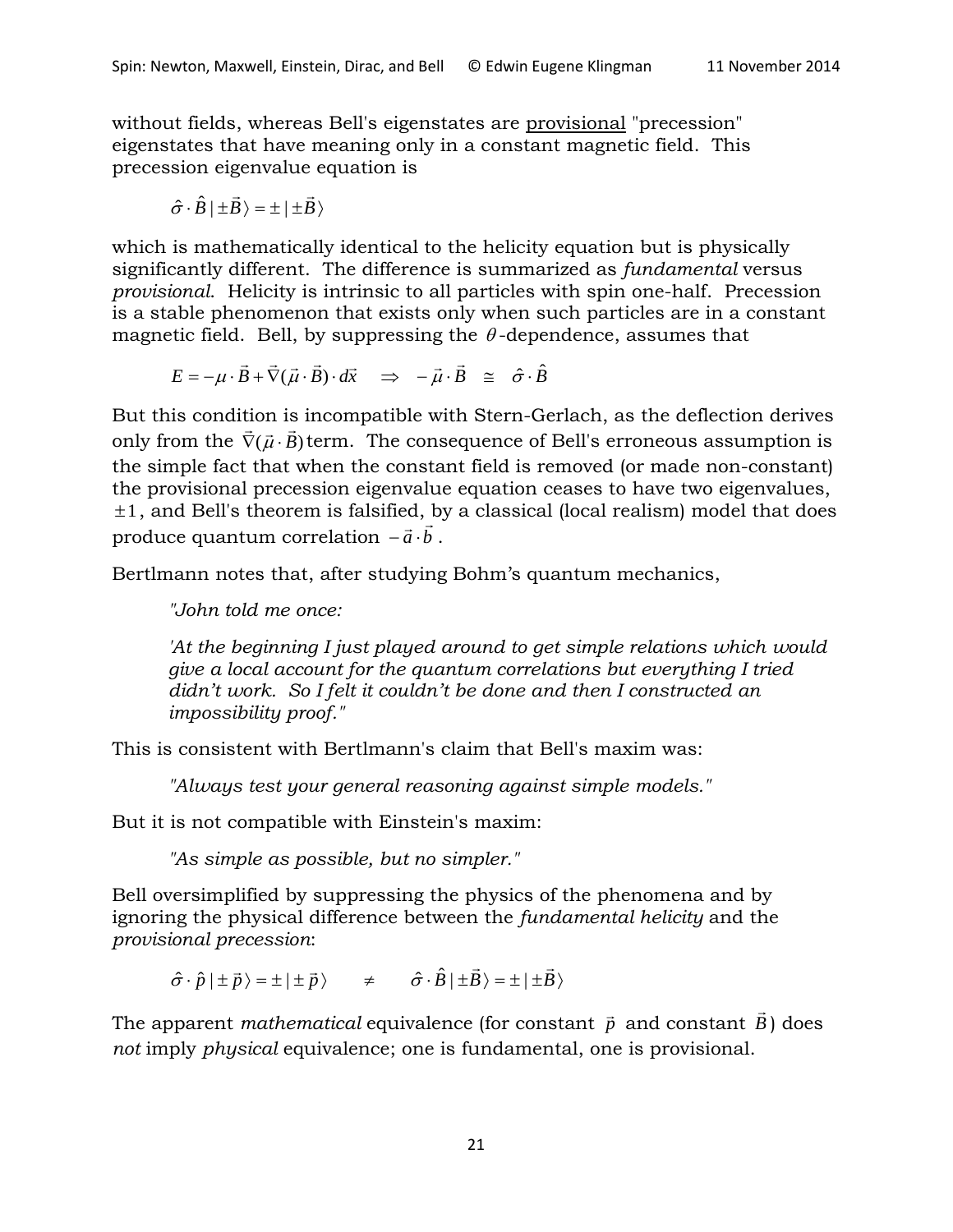without fields, whereas Bell's eigenstates are <u>provisional</u> "precession" eigenstates that have meaning only in a constant magnetic field. This precession eigenvalue equation is

$$\hat{\sigma} \cdot \hat{B} \,|\, \pm \vec{B} \rangle = \pm \,|\, \pm \vec{B} \rangle$$

which is mathematically identical to the helicity equation but is physically significantly different. The difference is summarized as *fundamental* versus *provisional*. Helicity is intrinsic to all particles with spin one-half. Precession is a stable phenomenon that exists only when such particles are in a constant magnetic field. Bell, by suppressing the $\theta$-dependence, assumes that

$$E = -\mu \cdot \vec{B} + \vec{\nabla}(\vec{\mu} \cdot \vec{B}) \cdot d\vec{x} \quad \Rightarrow \quad -\vec{\mu} \cdot \vec{B} \;\; \cong \;\; \hat{\sigma} \cdot \hat{B}$$

But this condition is incompatible with Stern-Gerlach, as the deflection derives only from the $\vec{\nabla}(\vec{\mu} \cdot \vec{B})$ term. The consequence of Bell's erroneous assumption is the simple fact that when the constant field is removed (or made non-constant) the provisional precession eigenvalue equation ceases to have two eigenvalues, $\pm 1$, and Bell's theorem is falsified, by a classical (local realism) model that does produce quantum correlation $-\vec{a} \cdot \vec{b}$.

Bertlmann notes that, after studying Bohm's quantum mechanics,

> *"John told me once:*
>
> *'At the beginning I just played around to get simple relations which would give a local account for the quantum correlations but everything I tried didn't work. So I felt it couldn't be done and then I constructed an impossibility proof."*

This is consistent with Bertlmann's claim that Bell's maxim was:

> *"Always test your general reasoning against simple models."*

But it is not compatible with Einstein's maxim:

> *"As simple as possible, but no simpler."*

Bell oversimplified by suppressing the physics of the phenomena and by ignoring the physical difference between the *fundamental helicity* and the *provisional precession*:

$$\hat{\sigma} \cdot \hat{p} \,|\, \pm \vec{p} \rangle = \pm \,|\, \pm \vec{p} \rangle \qquad \neq \qquad \hat{\sigma} \cdot \hat{B} \,|\, \pm \vec{B} \rangle = \pm \,|\, \pm \vec{B} \rangle$$

The apparent *mathematical* equivalence (for constant $\vec{p}$ and constant $\vec{B}$) does *not* imply *physical* equivalence; one is fundamental, one is provisional.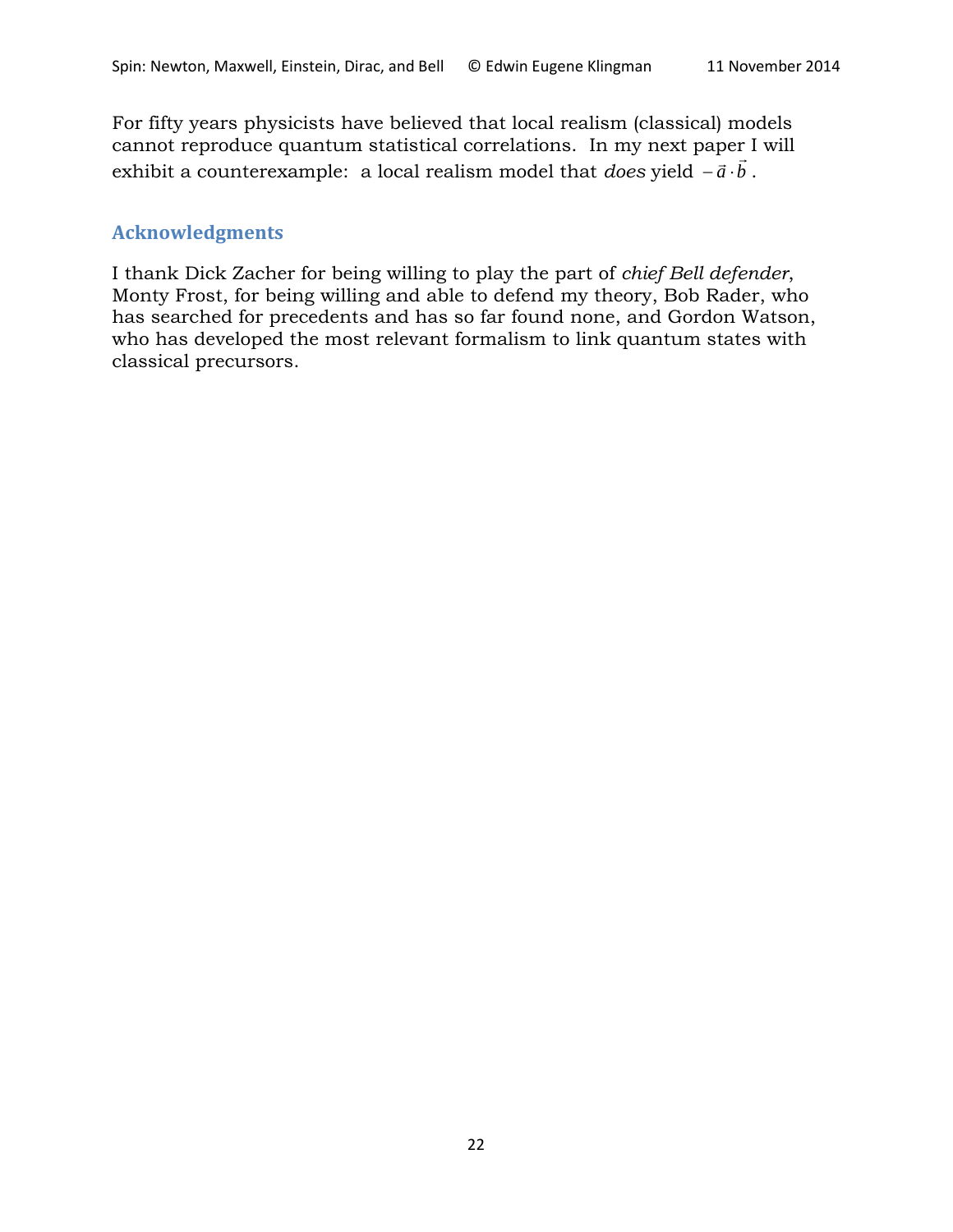For fifty years physicists have believed that local realism (classical) models cannot reproduce quantum statistical correlations. In my next paper I will exhibit a counterexample: a local realism model that *does* yield $-\vec{a}\cdot\vec{b}$.

## Acknowledgments

I thank Dick Zacher for being willing to play the part of *chief Bell defender*, Monty Frost, for being willing and able to defend my theory, Bob Rader, who has searched for precedents and has so far found none, and Gordon Watson, who has developed the most relevant formalism to link quantum states with classical precursors.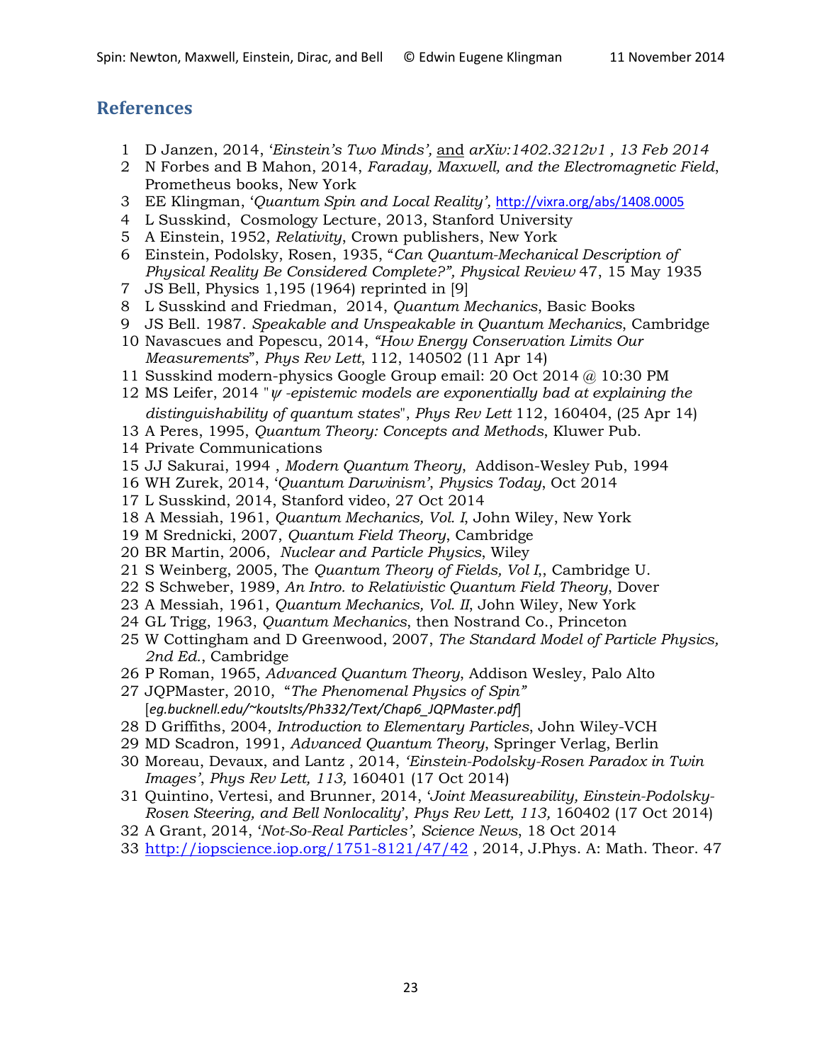## References

1 D Janzen, 2014, '*Einstein's Two Minds',* and *arXiv:1402.3212v1 , 13 Feb 2014*
2 N Forbes and B Mahon, 2014, *Faraday, Maxwell, and the Electromagnetic Field*, Prometheus books, New York
3 EE Klingman, '*Quantum Spin and Local Reality',* http://vixra.org/abs/1408.0005
4 L Susskind, Cosmology Lecture, 2013, Stanford University
5 A Einstein, 1952, *Relativity*, Crown publishers, New York
6 Einstein, Podolsky, Rosen, 1935, "*Can Quantum-Mechanical Description of Physical Reality Be Considered Complete?", Physical Review* 47, 15 May 1935
7 JS Bell, Physics 1,195 (1964) reprinted in [9]
8 L Susskind and Friedman, 2014, *Quantum Mechanics*, Basic Books
9 JS Bell. 1987. *Speakable and Unspeakable in Quantum Mechanics*, Cambridge
10 Navascues and Popescu, 2014, *"How Energy Conservation Limits Our Measurements*", *Phys Rev Lett*, 112, 140502 (11 Apr 14)
11 Susskind modern-physics Google Group email: 20 Oct 2014 @ 10:30 PM
12 MS Leifer, 2014 "*$\psi$ -epistemic models are exponentially bad at explaining the distinguishability of quantum states*", *Phys Rev Lett* 112, 160404, (25 Apr 14)
13 A Peres, 1995, *Quantum Theory: Concepts and Methods*, Kluwer Pub.
14 Private Communications
15 JJ Sakurai, 1994 , *Modern Quantum Theory*, Addison-Wesley Pub, 1994
16 WH Zurek, 2014, '*Quantum Darwinism'*, *Physics Today*, Oct 2014
17 L Susskind, 2014, Stanford video, 27 Oct 2014
18 A Messiah, 1961, *Quantum Mechanics, Vol. I,* John Wiley, New York
19 M Srednicki, 2007, *Quantum Field Theory*, Cambridge
20 BR Martin, 2006, *Nuclear and Particle Physics*, Wiley
21 S Weinberg, 2005, The *Quantum Theory of Fields, Vol I,*, Cambridge U.
22 S Schweber, 1989, *An Intro. to Relativistic Quantum Field Theory*, Dover
23 A Messiah, 1961, *Quantum Mechanics, Vol. II*, John Wiley, New York
24 GL Trigg, 1963, *Quantum Mechanics*, then Nostrand Co., Princeton
25 W Cottingham and D Greenwood, 2007, *The Standard Model of Particle Physics, 2nd Ed.*, Cambridge
26 P Roman, 1965, *Advanced Quantum Theory*, Addison Wesley, Palo Alto
27 JQPMaster, 2010, "*The Phenomenal Physics of Spin"* [*eg.bucknell.edu/~koutslts/Ph332/Text/Chap6_JQPMaster.pdf*]
28 D Griffiths, 2004, *Introduction to Elementary Particles*, John Wiley-VCH
29 MD Scadron, 1991, *Advanced Quantum Theory*, Springer Verlag, Berlin
30 Moreau, Devaux, and Lantz , 2014, *'Einstein-Podolsky-Rosen Paradox in Twin Images'*, *Phys Rev Lett, 113,* 160401 (17 Oct 2014)
31 Quintino, Vertesi, and Brunner, 2014, '*Joint Measureability, Einstein-Podolsky-Rosen Steering, and Bell Nonlocality*', *Phys Rev Lett, 113,* 160402 (17 Oct 2014)
32 A Grant, 2014, '*Not-So-Real Particles'*, *Science News*, 18 Oct 2014
33 http://iopscience.iop.org/1751-8121/47/42 , 2014, J.Phys. A: Math. Theor. 47